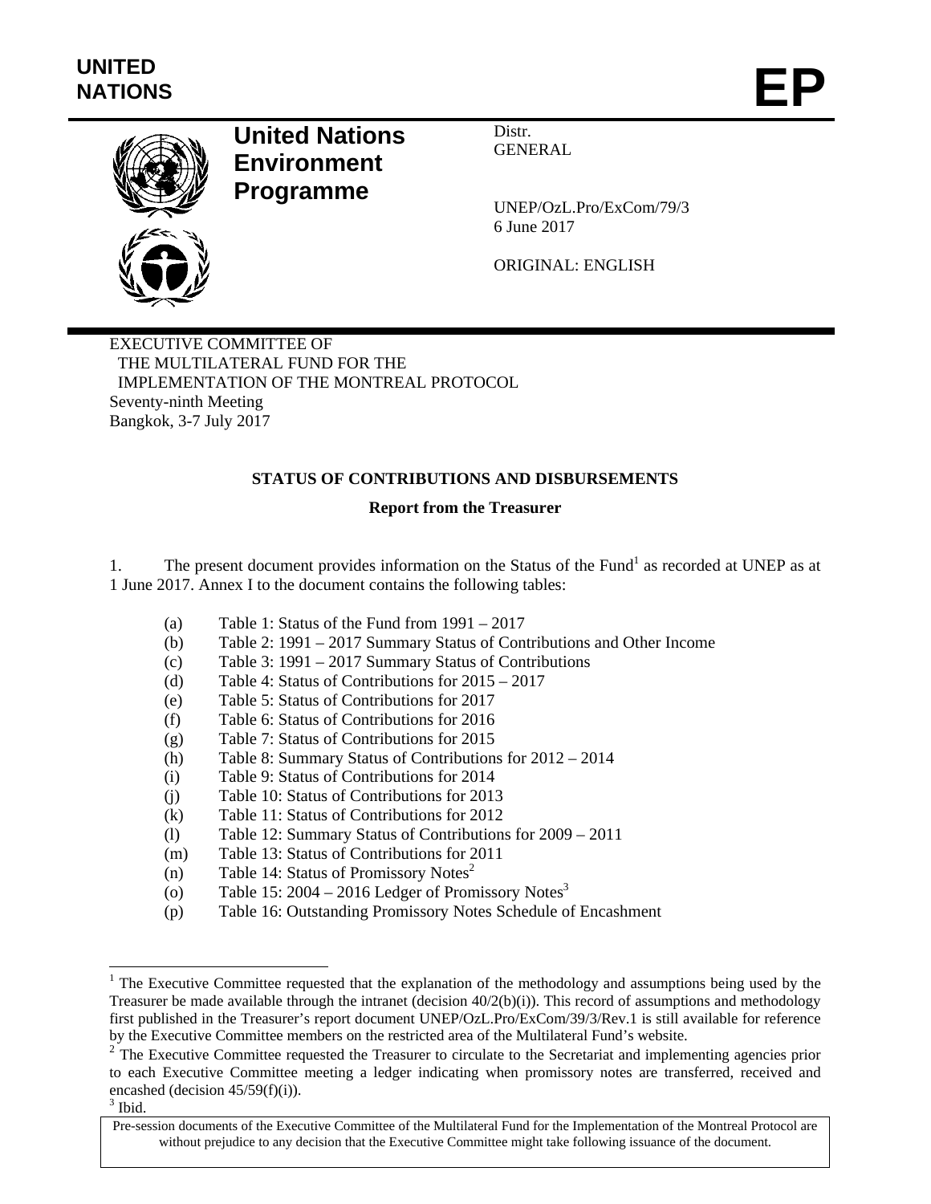UNITED NATIONS

EP

# United Nations Environment Programme

Distr.
GENERAL

UNEP/OzL.Pro/ExCom/79/3
6 June 2017

ORIGINAL: ENGLISH

EXECUTIVE COMMITTEE OF
THE MULTILATERAL FUND FOR THE
IMPLEMENTATION OF THE MONTREAL PROTOCOL
Seventy-ninth Meeting
Bangkok, 3-7 July 2017

## STATUS OF CONTRIBUTIONS AND DISBURSEMENTS

### Report from the Treasurer

1. The present document provides information on the Status of the Fund[1] as recorded at UNEP as at 1 June 2017. Annex I to the document contains the following tables:

(a) Table 1: Status of the Fund from 1991 – 2017
(b) Table 2: 1991 – 2017 Summary Status of Contributions and Other Income
(c) Table 3: 1991 – 2017 Summary Status of Contributions
(d) Table 4: Status of Contributions for 2015 – 2017
(e) Table 5: Status of Contributions for 2017
(f) Table 6: Status of Contributions for 2016
(g) Table 7: Status of Contributions for 2015
(h) Table 8: Summary Status of Contributions for 2012 – 2014
(i) Table 9: Status of Contributions for 2014
(j) Table 10: Status of Contributions for 2013
(k) Table 11: Status of Contributions for 2012
(l) Table 12: Summary Status of Contributions for 2009 – 2011
(m) Table 13: Status of Contributions for 2011
(n) Table 14: Status of Promissory Notes[2]
(o) Table 15: 2004 – 2016 Ledger of Promissory Notes[3]
(p) Table 16: Outstanding Promissory Notes Schedule of Encashment

[1] The Executive Committee requested that the explanation of the methodology and assumptions being used by the Treasurer be made available through the intranet (decision 40/2(b)(i)). This record of assumptions and methodology first published in the Treasurer's report document UNEP/OzL.Pro/ExCom/39/3/Rev.1 is still available for reference by the Executive Committee members on the restricted area of the Multilateral Fund's website.

[2] The Executive Committee requested the Treasurer to circulate to the Secretariat and implementing agencies prior to each Executive Committee meeting a ledger indicating when promissory notes are transferred, received and encashed (decision 45/59(f)(i)).

[3] Ibid.

Pre-session documents of the Executive Committee of the Multilateral Fund for the Implementation of the Montreal Protocol are without prejudice to any decision that the Executive Committee might take following issuance of the document.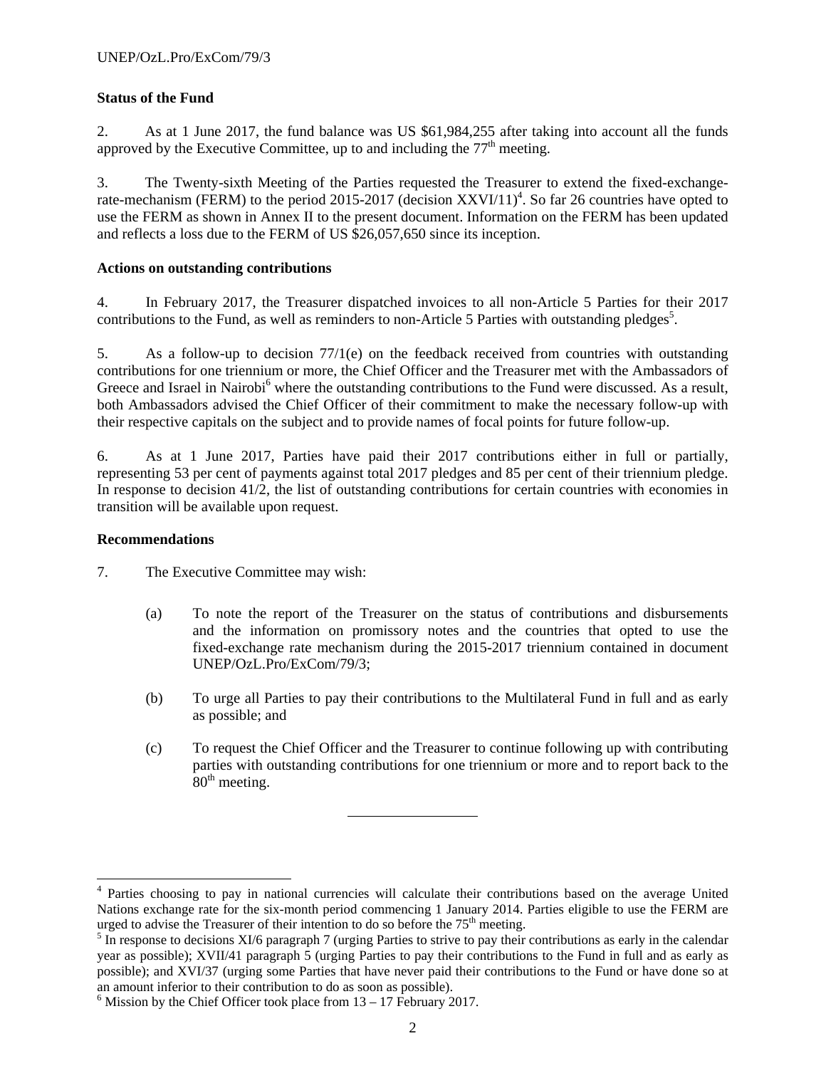**Status of the Fund**

2. As at 1 June 2017, the fund balance was US $61,984,255 after taking into account all the funds approved by the Executive Committee, up to and including the 77th meeting.

3. The Twenty-sixth Meeting of the Parties requested the Treasurer to extend the fixed-exchange-rate-mechanism (FERM) to the period 2015-2017 (decision XXVI/11)[4]. So far 26 countries have opted to use the FERM as shown in Annex II to the present document. Information on the FERM has been updated and reflects a loss due to the FERM of US $26,057,650 since its inception.

**Actions on outstanding contributions**

4. In February 2017, the Treasurer dispatched invoices to all non-Article 5 Parties for their 2017 contributions to the Fund, as well as reminders to non-Article 5 Parties with outstanding pledges[5].

5. As a follow-up to decision 77/1(e) on the feedback received from countries with outstanding contributions for one triennium or more, the Chief Officer and the Treasurer met with the Ambassadors of Greece and Israel in Nairobi[6] where the outstanding contributions to the Fund were discussed. As a result, both Ambassadors advised the Chief Officer of their commitment to make the necessary follow-up with their respective capitals on the subject and to provide names of focal points for future follow-up.

6. As at 1 June 2017, Parties have paid their 2017 contributions either in full or partially, representing 53 per cent of payments against total 2017 pledges and 85 per cent of their triennium pledge. In response to decision 41/2, the list of outstanding contributions for certain countries with economies in transition will be available upon request.

**Recommendations**

7. The Executive Committee may wish:

(a) To note the report of the Treasurer on the status of contributions and disbursements and the information on promissory notes and the countries that opted to use the fixed-exchange rate mechanism during the 2015-2017 triennium contained in document UNEP/OzL.Pro/ExCom/79/3;

(b) To urge all Parties to pay their contributions to the Multilateral Fund in full and as early as possible; and

(c) To request the Chief Officer and the Treasurer to continue following up with contributing parties with outstanding contributions for one triennium or more and to report back to the 80th meeting.

---

[4] Parties choosing to pay in national currencies will calculate their contributions based on the average United Nations exchange rate for the six-month period commencing 1 January 2014. Parties eligible to use the FERM are urged to advise the Treasurer of their intention to do so before the 75th meeting.

[5] In response to decisions XI/6 paragraph 7 (urging Parties to strive to pay their contributions as early in the calendar year as possible); XVII/41 paragraph 5 (urging Parties to pay their contributions to the Fund in full and as early as possible); and XVI/37 (urging some Parties that have never paid their contributions to the Fund or have done so at an amount inferior to their contribution to do as soon as possible).

[6] Mission by the Chief Officer took place from 13 – 17 February 2017.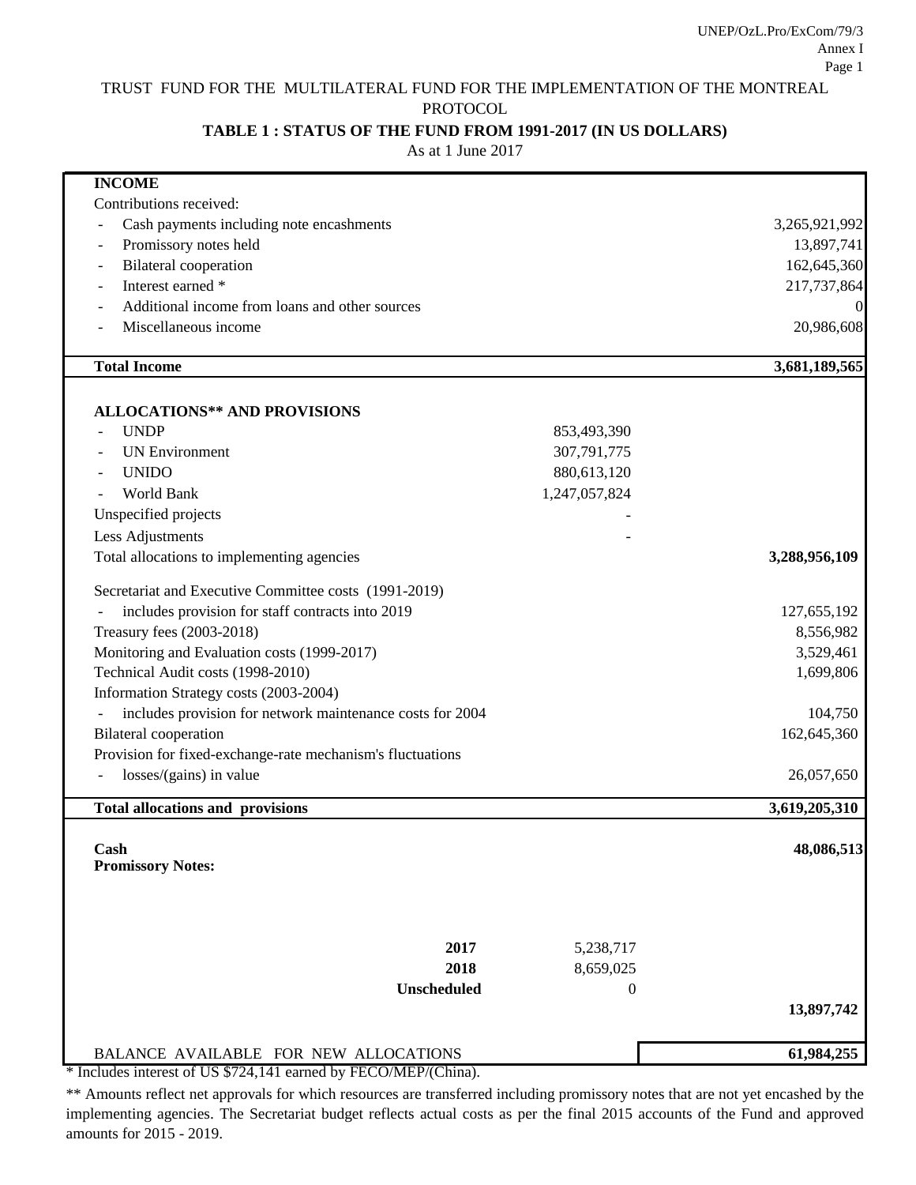TRUST FUND FOR THE MULTILATERAL FUND FOR THE IMPLEMENTATION OF THE MONTREAL PROTOCOL

**TABLE 1 : STATUS OF THE FUND FROM 1991-2017 (IN US DOLLARS)**

As at 1 June 2017

| | | |
|---|---|---|
| **INCOME** | | |
| Contributions received: | | |
| - Cash payments including note encashments | | 3,265,921,992 |
| - Promissory notes held | | 13,897,741 |
| - Bilateral cooperation | | 162,645,360 |
| - Interest earned * | | 217,737,864 |
| - Additional income from loans and other sources | | 0 |
| - Miscellaneous income | | 20,986,608 |
| **Total Income** | | **3,681,189,565** |
| **ALLOCATIONS** ** **AND PROVISIONS** | | |
| - UNDP | 853,493,390 | |
| - UN Environment | 307,791,775 | |
| - UNIDO | 880,613,120 | |
| - World Bank | 1,247,057,824 | |
| Unspecified projects | - | |
| Less Adjustments | - | |
| Total allocations to implementing agencies | | **3,288,956,109** |
| Secretariat and Executive Committee costs (1991-2019) | | |
| - includes provision for staff contracts into 2019 | | 127,655,192 |
| Treasury fees (2003-2018) | | 8,556,982 |
| Monitoring and Evaluation costs (1999-2017) | | 3,529,461 |
| Technical Audit costs (1998-2010) | | 1,699,806 |
| Information Strategy costs (2003-2004) | | |
| - includes provision for network maintenance costs for 2004 | | 104,750 |
| Bilateral cooperation | | 162,645,360 |
| Provision for fixed-exchange-rate mechanism's fluctuations | | |
| - losses/(gains) in value | | 26,057,650 |
| **Total allocations and provisions** | | **3,619,205,310** |
| **Cash** | | **48,086,513** |
| **Promissory Notes:** | | |
| **2017** | 5,238,717 | |
| **2018** | 8,659,025 | |
| **Unscheduled** | 0 | |
| | | **13,897,742** |
| BALANCE AVAILABLE FOR NEW ALLOCATIONS | | **61,984,255** |

* Includes interest of US $724,141 earned by FECO/MEP/(China).

** Amounts reflect net approvals for which resources are transferred including promissory notes that are not yet encashed by the implementing agencies. The Secretariat budget reflects actual costs as per the final 2015 accounts of the Fund and approved amounts for 2015 - 2019.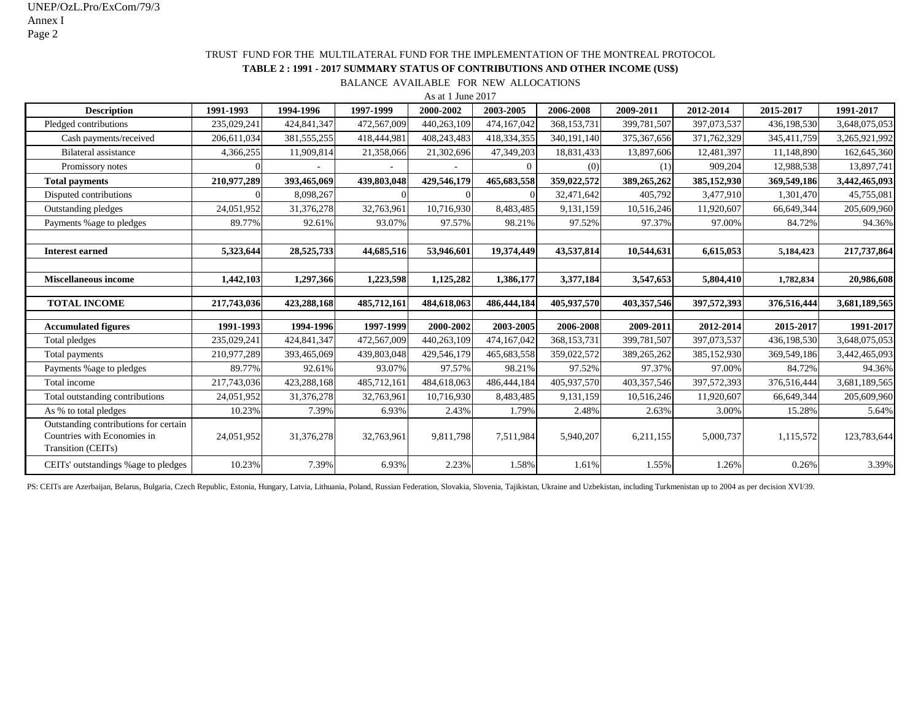TRUST FUND FOR THE MULTILATERAL FUND FOR THE IMPLEMENTATION OF THE MONTREAL PROTOCOL

**TABLE 2 : 1991 - 2017 SUMMARY STATUS OF CONTRIBUTIONS AND OTHER INCOME (US$)**

BALANCE AVAILABLE FOR NEW ALLOCATIONS

As at 1 June 2017

| Description | 1991-1993 | 1994-1996 | 1997-1999 | 2000-2002 | 2003-2005 | 2006-2008 | 2009-2011 | 2012-2014 | 2015-2017 | 1991-2017 |
|---|---|---|---|---|---|---|---|---|---|---|
| Pledged contributions | 235,029,241 | 424,841,347 | 472,567,009 | 440,263,109 | 474,167,042 | 368,153,731 | 399,781,507 | 397,073,537 | 436,198,530 | 3,648,075,053 |
| Cash payments/received | 206,611,034 | 381,555,255 | 418,444,981 | 408,243,483 | 418,334,355 | 340,191,140 | 375,367,656 | 371,762,329 | 345,411,759 | 3,265,921,992 |
| Bilateral assistance | 4,366,255 | 11,909,814 | 21,358,066 | 21,302,696 | 47,349,203 | 18,831,433 | 13,897,606 | 12,481,397 | 11,148,890 | 162,645,360 |
| Promissory notes | 0 | - | - | - | 0 | (0) | (1) | 909,204 | 12,988,538 | 13,897,741 |
| **Total payments** | **210,977,289** | **393,465,069** | **439,803,048** | **429,546,179** | **465,683,558** | **359,022,572** | **389,265,262** | **385,152,930** | **369,549,186** | **3,442,465,093** |
| Disputed contributions | 0 | 8,098,267 | 0 | 0 | 0 | 32,471,642 | 405,792 | 3,477,910 | 1,301,470 | 45,755,081 |
| Outstanding pledges | 24,051,952 | 31,376,278 | 32,763,961 | 10,716,930 | 8,483,485 | 9,131,159 | 10,516,246 | 11,920,607 | 66,649,344 | 205,609,960 |
| Payments %age to pledges | 89.77% | 92.61% | 93.07% | 97.57% | 98.21% | 97.52% | 97.37% | 97.00% | 84.72% | 94.36% |
| | | | | | | | | | | |
| **Interest earned** | **5,323,644** | **28,525,733** | **44,685,516** | **53,946,601** | **19,374,449** | **43,537,814** | **10,544,631** | **6,615,053** | **5,184,423** | **217,737,864** |
| | | | | | | | | | | |
| **Miscellaneous income** | **1,442,103** | **1,297,366** | **1,223,598** | **1,125,282** | **1,386,177** | **3,377,184** | **3,547,653** | **5,804,410** | **1,782,834** | **20,986,608** |
| | | | | | | | | | | |
| **TOTAL INCOME** | **217,743,036** | **423,288,168** | **485,712,161** | **484,618,063** | **486,444,184** | **405,937,570** | **403,357,546** | **397,572,393** | **376,516,444** | **3,681,189,565** |
| | | | | | | | | | | |
| **Accumulated figures** | **1991-1993** | **1994-1996** | **1997-1999** | **2000-2002** | **2003-2005** | **2006-2008** | **2009-2011** | **2012-2014** | **2015-2017** | **1991-2017** |
| Total pledges | 235,029,241 | 424,841,347 | 472,567,009 | 440,263,109 | 474,167,042 | 368,153,731 | 399,781,507 | 397,073,537 | 436,198,530 | 3,648,075,053 |
| Total payments | 210,977,289 | 393,465,069 | 439,803,048 | 429,546,179 | 465,683,558 | 359,022,572 | 389,265,262 | 385,152,930 | 369,549,186 | 3,442,465,093 |
| Payments %age to pledges | 89.77% | 92.61% | 93.07% | 97.57% | 98.21% | 97.52% | 97.37% | 97.00% | 84.72% | 94.36% |
| Total income | 217,743,036 | 423,288,168 | 485,712,161 | 484,618,063 | 486,444,184 | 405,937,570 | 403,357,546 | 397,572,393 | 376,516,444 | 3,681,189,565 |
| Total outstanding contributions | 24,051,952 | 31,376,278 | 32,763,961 | 10,716,930 | 8,483,485 | 9,131,159 | 10,516,246 | 11,920,607 | 66,649,344 | 205,609,960 |
| As % to total pledges | 10.23% | 7.39% | 6.93% | 2.43% | 1.79% | 2.48% | 2.63% | 3.00% | 15.28% | 5.64% |
| Outstanding contributions for certain Countries with Economies in Transition (CEITs) | 24,051,952 | 31,376,278 | 32,763,961 | 9,811,798 | 7,511,984 | 5,940,207 | 6,211,155 | 5,000,737 | 1,115,572 | 123,783,644 |
| CEITs' outstandings %age to pledges | 10.23% | 7.39% | 6.93% | 2.23% | 1.58% | 1.61% | 1.55% | 1.26% | 0.26% | 3.39% |

PS: CEITs are Azerbaijan, Belarus, Bulgaria, Czech Republic, Estonia, Hungary, Latvia, Lithuania, Poland, Russian Federation, Slovakia, Slovenia, Tajikistan, Ukraine and Uzbekistan, including Turkmenistan up to 2004 as per decision XVI/39.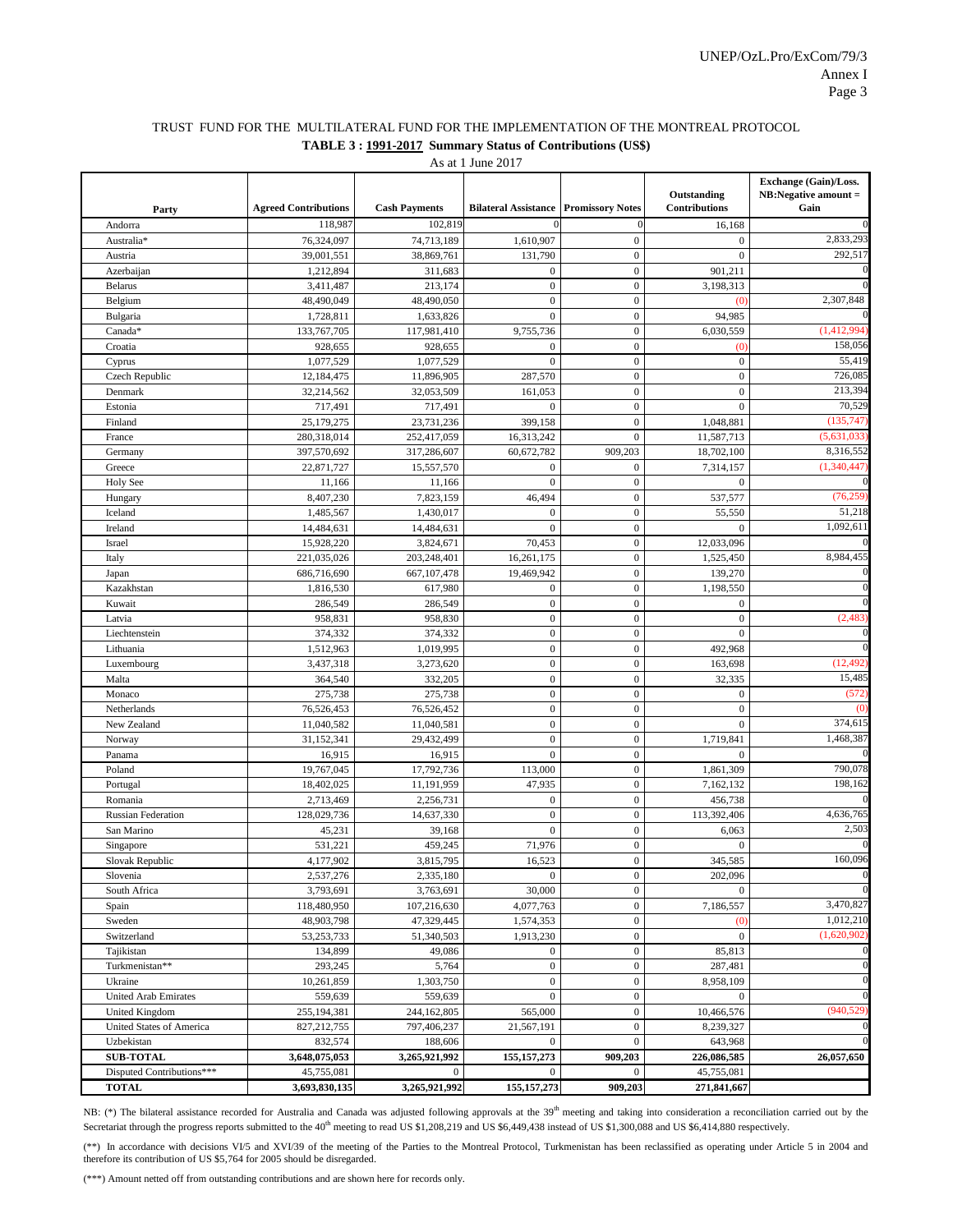TRUST FUND FOR THE MULTILATERAL FUND FOR THE IMPLEMENTATION OF THE MONTREAL PROTOCOL

**TABLE 3 : 1991-2017 Summary Status of Contributions (US$)**

As at 1 June 2017

| Party | Agreed Contributions | Cash Payments | Bilateral Assistance | Promissory Notes | Outstanding Contributions | Exchange (Gain)/Loss. NB:Negative amount = Gain |
|---|---|---|---|---|---|---|
| Andorra | 118,987 | 102,819 | 0 | 0 | 16,168 | 0 |
| Australia* | 76,324,097 | 74,713,189 | 1,610,907 | 0 | 0 | 2,833,293 |
| Austria | 39,001,551 | 38,869,761 | 131,790 | 0 | 0 | 292,517 |
| Azerbaijan | 1,212,894 | 311,683 | 0 | 0 | 901,211 | 0 |
| Belarus | 3,411,487 | 213,174 | 0 | 0 | 3,198,313 | 0 |
| Belgium | 48,490,049 | 48,490,050 | 0 | 0 | (0) | 2,307,848 |
| Bulgaria | 1,728,811 | 1,633,826 | 0 | 0 | 94,985 | 0 |
| Canada* | 133,767,705 | 117,981,410 | 9,755,736 | 0 | 6,030,559 | (1,412,994) |
| Croatia | 928,655 | 928,655 | 0 | 0 | (0) | 158,056 |
| Cyprus | 1,077,529 | 1,077,529 | 0 | 0 | 0 | 55,419 |
| Czech Republic | 12,184,475 | 11,896,905 | 287,570 | 0 | 0 | 726,085 |
| Denmark | 32,214,562 | 32,053,509 | 161,053 | 0 | 0 | 213,394 |
| Estonia | 717,491 | 717,491 | 0 | 0 | 0 | 70,529 |
| Finland | 25,179,275 | 23,731,236 | 399,158 | 0 | 1,048,881 | (135,747) |
| France | 280,318,014 | 252,417,059 | 16,313,242 | 0 | 11,587,713 | (5,631,033) |
| Germany | 397,570,692 | 317,286,607 | 60,672,782 | 909,203 | 18,702,100 | 8,316,552 |
| Greece | 22,871,727 | 15,557,570 | 0 | 0 | 7,314,157 | (1,340,447) |
| Holy See | 11,166 | 11,166 | 0 | 0 | 0 | 0 |
| Hungary | 8,407,230 | 7,823,159 | 46,494 | 0 | 537,577 | (76,259) |
| Iceland | 1,485,567 | 1,430,017 | 0 | 0 | 55,550 | 51,218 |
| Ireland | 14,484,631 | 14,484,631 | 0 | 0 | 0 | 1,092,611 |
| Israel | 15,928,220 | 3,824,671 | 70,453 | 0 | 12,033,096 | 0 |
| Italy | 221,035,026 | 203,248,401 | 16,261,175 | 0 | 1,525,450 | 8,984,455 |
| Japan | 686,716,690 | 667,107,478 | 19,469,942 | 0 | 139,270 | 0 |
| Kazakhstan | 1,816,530 | 617,980 | 0 | 0 | 1,198,550 | 0 |
| Kuwait | 286,549 | 286,549 | 0 | 0 | 0 | 0 |
| Latvia | 958,831 | 958,830 | 0 | 0 | 0 | (2,483) |
| Liechtenstein | 374,332 | 374,332 | 0 | 0 | 0 | 0 |
| Lithuania | 1,512,963 | 1,019,995 | 0 | 0 | 492,968 | 0 |
| Luxembourg | 3,437,318 | 3,273,620 | 0 | 0 | 163,698 | (12,492) |
| Malta | 364,540 | 332,205 | 0 | 0 | 32,335 | 15,485 |
| Monaco | 275,738 | 275,738 | 0 | 0 | 0 | (572) |
| Netherlands | 76,526,453 | 76,526,452 | 0 | 0 | 0 | (0) |
| New Zealand | 11,040,582 | 11,040,581 | 0 | 0 | 0 | 374,615 |
| Norway | 31,152,341 | 29,432,499 | 0 | 0 | 1,719,841 | 1,468,387 |
| Panama | 16,915 | 16,915 | 0 | 0 | 0 | 0 |
| Poland | 19,767,045 | 17,792,736 | 113,000 | 0 | 1,861,309 | 790,078 |
| Portugal | 18,402,025 | 11,191,959 | 47,935 | 0 | 7,162,132 | 198,162 |
| Romania | 2,713,469 | 2,256,731 | 0 | 0 | 456,738 | 0 |
| Russian Federation | 128,029,736 | 14,637,330 | 0 | 0 | 113,392,406 | 4,636,765 |
| San Marino | 45,231 | 39,168 | 0 | 0 | 6,063 | 2,503 |
| Singapore | 531,221 | 459,245 | 71,976 | 0 | 0 | 0 |
| Slovak Republic | 4,177,902 | 3,815,795 | 16,523 | 0 | 345,585 | 160,096 |
| Slovenia | 2,537,276 | 2,335,180 | 0 | 0 | 202,096 | 0 |
| South Africa | 3,793,691 | 3,763,691 | 30,000 | 0 | 0 | 0 |
| Spain | 118,480,950 | 107,216,630 | 4,077,763 | 0 | 7,186,557 | 3,470,827 |
| Sweden | 48,903,798 | 47,329,445 | 1,574,353 | 0 | (0) | 1,012,210 |
| Switzerland | 53,253,733 | 51,340,503 | 1,913,230 | 0 | 0 | (1,620,902) |
| Tajikistan | 134,899 | 49,086 | 0 | 0 | 85,813 | 0 |
| Turkmenistan** | 293,245 | 5,764 | 0 | 0 | 287,481 | 0 |
| Ukraine | 10,261,859 | 1,303,750 | 0 | 0 | 8,958,109 | 0 |
| United Arab Emirates | 559,639 | 559,639 | 0 | 0 | 0 | 0 |
| United Kingdom | 255,194,381 | 244,162,805 | 565,000 | 0 | 10,466,576 | (940,529) |
| United States of America | 827,212,755 | 797,406,237 | 21,567,191 | 0 | 8,239,327 | 0 |
| Uzbekistan | 832,574 | 188,606 | 0 | 0 | 643,968 | 0 |
| **SUB-TOTAL** | **3,648,075,053** | **3,265,921,992** | **155,157,273** | **909,203** | **226,086,585** | **26,057,650** |
| Disputed Contributions*** | 45,755,081 | 0 | 0 | 0 | 45,755,081 | |
| **TOTAL** | **3,693,830,135** | **3,265,921,992** | **155,157,273** | **909,203** | **271,841,667** | |

NB: (*) The bilateral assistance recorded for Australia and Canada was adjusted following approvals at the 39th meeting and taking into consideration a reconciliation carried out by the Secretariat through the progress reports submitted to the 40th meeting to read US $1,208,219 and US $6,449,438 instead of US $1,300,088 and US $6,414,880 respectively.

(**) In accordance with decisions VI/5 and XVI/39 of the meeting of the Parties to the Montreal Protocol, Turkmenistan has been reclassified as operating under Article 5 in 2004 and therefore its contribution of US $5,764 for 2005 should be disregarded.

(***) Amount netted off from outstanding contributions and are shown here for records only.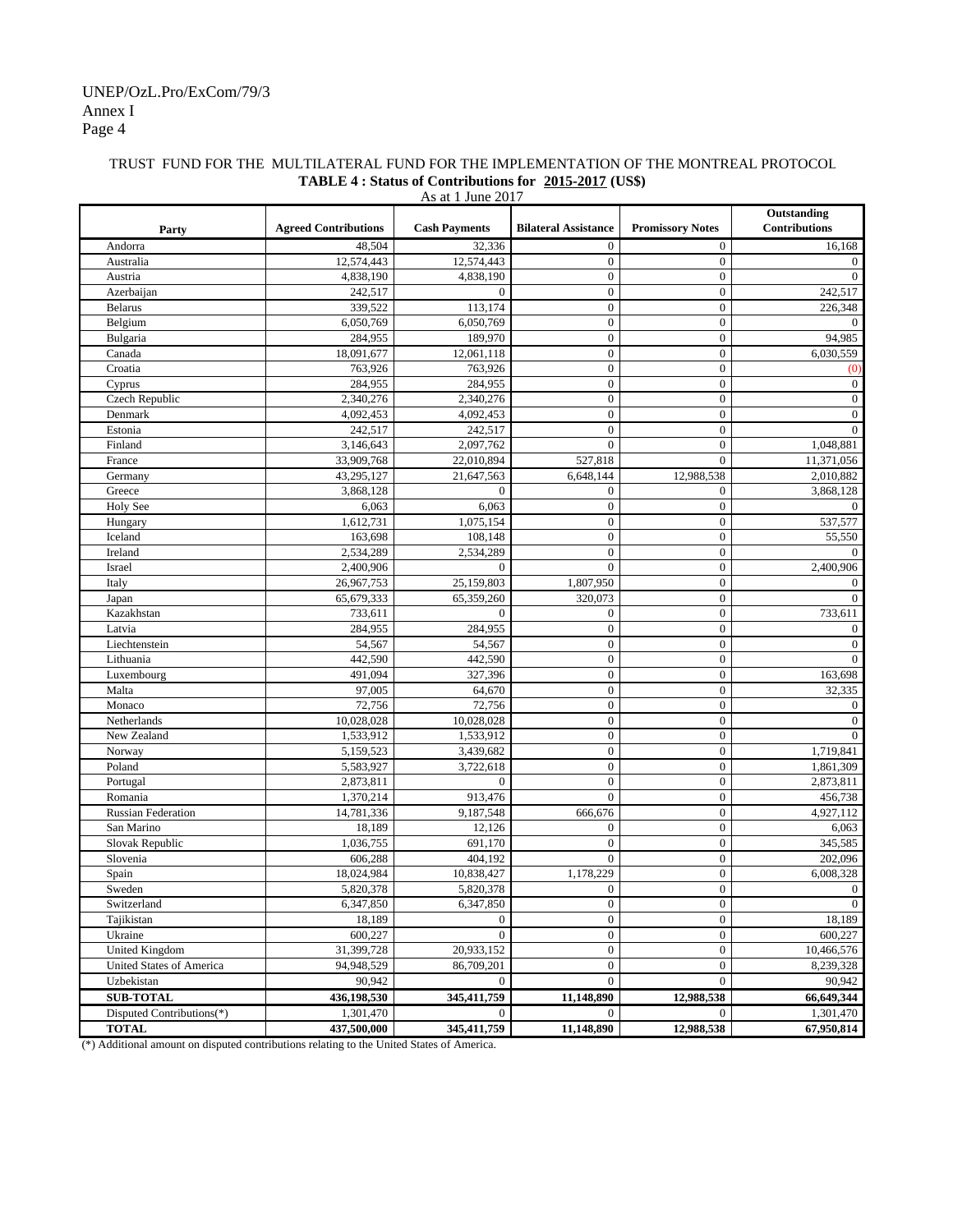TRUST FUND FOR THE MULTILATERAL FUND FOR THE IMPLEMENTATION OF THE MONTREAL PROTOCOL

**TABLE 4 : Status of Contributions for 2015-2017 (US$)**

As at 1 June 2017

| Party | Agreed Contributions | Cash Payments | Bilateral Assistance | Promissory Notes | Outstanding Contributions |
|---|---|---|---|---|---|
| Andorra | 48,504 | 32,336 | 0 | 0 | 16,168 |
| Australia | 12,574,443 | 12,574,443 | 0 | 0 | 0 |
| Austria | 4,838,190 | 4,838,190 | 0 | 0 | 0 |
| Azerbaijan | 242,517 | 0 | 0 | 0 | 242,517 |
| Belarus | 339,522 | 113,174 | 0 | 0 | 226,348 |
| Belgium | 6,050,769 | 6,050,769 | 0 | 0 | 0 |
| Bulgaria | 284,955 | 189,970 | 0 | 0 | 94,985 |
| Canada | 18,091,677 | 12,061,118 | 0 | 0 | 6,030,559 |
| Croatia | 763,926 | 763,926 | 0 | 0 | (0) |
| Cyprus | 284,955 | 284,955 | 0 | 0 | 0 |
| Czech Republic | 2,340,276 | 2,340,276 | 0 | 0 | 0 |
| Denmark | 4,092,453 | 4,092,453 | 0 | 0 | 0 |
| Estonia | 242,517 | 242,517 | 0 | 0 | 0 |
| Finland | 3,146,643 | 2,097,762 | 0 | 0 | 1,048,881 |
| France | 33,909,768 | 22,010,894 | 527,818 | 0 | 11,371,056 |
| Germany | 43,295,127 | 21,647,563 | 6,648,144 | 12,988,538 | 2,010,882 |
| Greece | 3,868,128 | 0 | 0 | 0 | 3,868,128 |
| Holy See | 6,063 | 6,063 | 0 | 0 | 0 |
| Hungary | 1,612,731 | 1,075,154 | 0 | 0 | 537,577 |
| Iceland | 163,698 | 108,148 | 0 | 0 | 55,550 |
| Ireland | 2,534,289 | 2,534,289 | 0 | 0 | 0 |
| Israel | 2,400,906 | 0 | 0 | 0 | 2,400,906 |
| Italy | 26,967,753 | 25,159,803 | 1,807,950 | 0 | 0 |
| Japan | 65,679,333 | 65,359,260 | 320,073 | 0 | 0 |
| Kazakhstan | 733,611 | 0 | 0 | 0 | 733,611 |
| Latvia | 284,955 | 284,955 | 0 | 0 | 0 |
| Liechtenstein | 54,567 | 54,567 | 0 | 0 | 0 |
| Lithuania | 442,590 | 442,590 | 0 | 0 | 0 |
| Luxembourg | 491,094 | 327,396 | 0 | 0 | 163,698 |
| Malta | 97,005 | 64,670 | 0 | 0 | 32,335 |
| Monaco | 72,756 | 72,756 | 0 | 0 | 0 |
| Netherlands | 10,028,028 | 10,028,028 | 0 | 0 | 0 |
| New Zealand | 1,533,912 | 1,533,912 | 0 | 0 | 0 |
| Norway | 5,159,523 | 3,439,682 | 0 | 0 | 1,719,841 |
| Poland | 5,583,927 | 3,722,618 | 0 | 0 | 1,861,309 |
| Portugal | 2,873,811 | 0 | 0 | 0 | 2,873,811 |
| Romania | 1,370,214 | 913,476 | 0 | 0 | 456,738 |
| Russian Federation | 14,781,336 | 9,187,548 | 666,676 | 0 | 4,927,112 |
| San Marino | 18,189 | 12,126 | 0 | 0 | 6,063 |
| Slovak Republic | 1,036,755 | 691,170 | 0 | 0 | 345,585 |
| Slovenia | 606,288 | 404,192 | 0 | 0 | 202,096 |
| Spain | 18,024,984 | 10,838,427 | 1,178,229 | 0 | 6,008,328 |
| Sweden | 5,820,378 | 5,820,378 | 0 | 0 | 0 |
| Switzerland | 6,347,850 | 6,347,850 | 0 | 0 | 0 |
| Tajikistan | 18,189 | 0 | 0 | 0 | 18,189 |
| Ukraine | 600,227 | 0 | 0 | 0 | 600,227 |
| United Kingdom | 31,399,728 | 20,933,152 | 0 | 0 | 10,466,576 |
| United States of America | 94,948,529 | 86,709,201 | 0 | 0 | 8,239,328 |
| Uzbekistan | 90,942 | 0 | 0 | 0 | 90,942 |
| **SUB-TOTAL** | **436,198,530** | **345,411,759** | **11,148,890** | **12,988,538** | **66,649,344** |
| Disputed Contributions(*) | 1,301,470 | 0 | 0 | 0 | 1,301,470 |
| **TOTAL** | **437,500,000** | **345,411,759** | **11,148,890** | **12,988,538** | **67,950,814** |

(*) Additional amount on disputed contributions relating to the United States of America.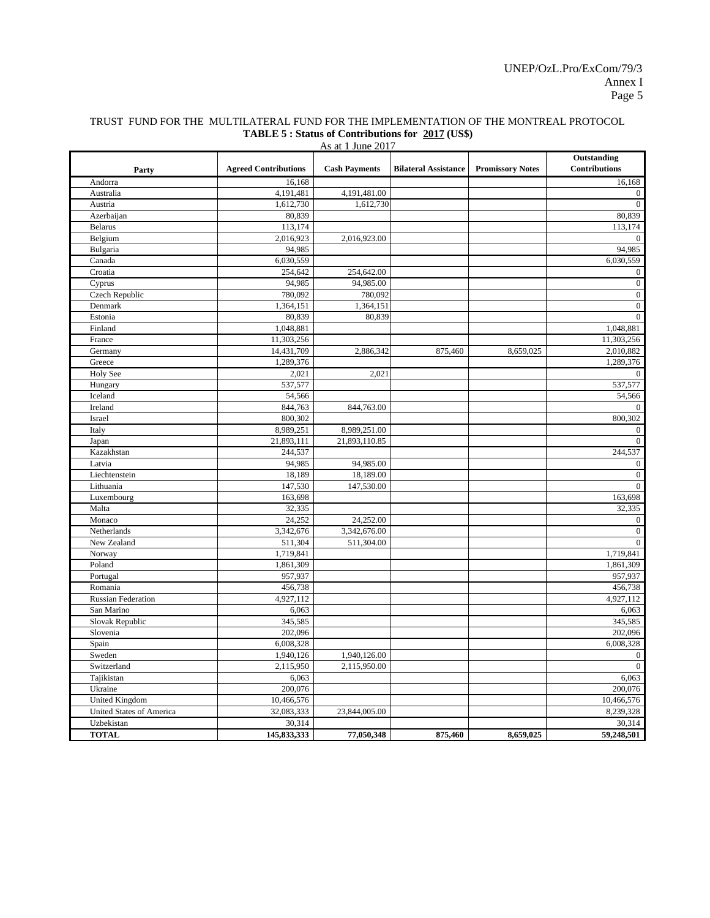TRUST FUND FOR THE MULTILATERAL FUND FOR THE IMPLEMENTATION OF THE MONTREAL PROTOCOL

**TABLE 5 : Status of Contributions for 2017 (US$)**

As at 1 June 2017

| Party | Agreed Contributions | Cash Payments | Bilateral Assistance | Promissory Notes | Outstanding Contributions |
|---|---|---|---|---|---|
| Andorra | 16,168 | | | | 16,168 |
| Australia | 4,191,481 | 4,191,481.00 | | | 0 |
| Austria | 1,612,730 | 1,612,730 | | | 0 |
| Azerbaijan | 80,839 | | | | 80,839 |
| Belarus | 113,174 | | | | 113,174 |
| Belgium | 2,016,923 | 2,016,923.00 | | | 0 |
| Bulgaria | 94,985 | | | | 94,985 |
| Canada | 6,030,559 | | | | 6,030,559 |
| Croatia | 254,642 | 254,642.00 | | | 0 |
| Cyprus | 94,985 | 94,985.00 | | | 0 |
| Czech Republic | 780,092 | 780,092 | | | 0 |
| Denmark | 1,364,151 | 1,364,151 | | | 0 |
| Estonia | 80,839 | 80,839 | | | 0 |
| Finland | 1,048,881 | | | | 1,048,881 |
| France | 11,303,256 | | | | 11,303,256 |
| Germany | 14,431,709 | 2,886,342 | 875,460 | 8,659,025 | 2,010,882 |
| Greece | 1,289,376 | | | | 1,289,376 |
| Holy See | 2,021 | 2,021 | | | 0 |
| Hungary | 537,577 | | | | 537,577 |
| Iceland | 54,566 | | | | 54,566 |
| Ireland | 844,763 | 844,763.00 | | | 0 |
| Israel | 800,302 | | | | 800,302 |
| Italy | 8,989,251 | 8,989,251.00 | | | 0 |
| Japan | 21,893,111 | 21,893,110.85 | | | 0 |
| Kazakhstan | 244,537 | | | | 244,537 |
| Latvia | 94,985 | 94,985.00 | | | 0 |
| Liechtenstein | 18,189 | 18,189.00 | | | 0 |
| Lithuania | 147,530 | 147,530.00 | | | 0 |
| Luxembourg | 163,698 | | | | 163,698 |
| Malta | 32,335 | | | | 32,335 |
| Monaco | 24,252 | 24,252.00 | | | 0 |
| Netherlands | 3,342,676 | 3,342,676.00 | | | 0 |
| New Zealand | 511,304 | 511,304.00 | | | 0 |
| Norway | 1,719,841 | | | | 1,719,841 |
| Poland | 1,861,309 | | | | 1,861,309 |
| Portugal | 957,937 | | | | 957,937 |
| Romania | 456,738 | | | | 456,738 |
| Russian Federation | 4,927,112 | | | | 4,927,112 |
| San Marino | 6,063 | | | | 6,063 |
| Slovak Republic | 345,585 | | | | 345,585 |
| Slovenia | 202,096 | | | | 202,096 |
| Spain | 6,008,328 | | | | 6,008,328 |
| Sweden | 1,940,126 | 1,940,126.00 | | | 0 |
| Switzerland | 2,115,950 | 2,115,950.00 | | | 0 |
| Tajikistan | 6,063 | | | | 6,063 |
| Ukraine | 200,076 | | | | 200,076 |
| United Kingdom | 10,466,576 | | | | 10,466,576 |
| United States of America | 32,083,333 | 23,844,005.00 | | | 8,239,328 |
| Uzbekistan | 30,314 | | | | 30,314 |
| **TOTAL** | **145,833,333** | **77,050,348** | **875,460** | **8,659,025** | **59,248,501** |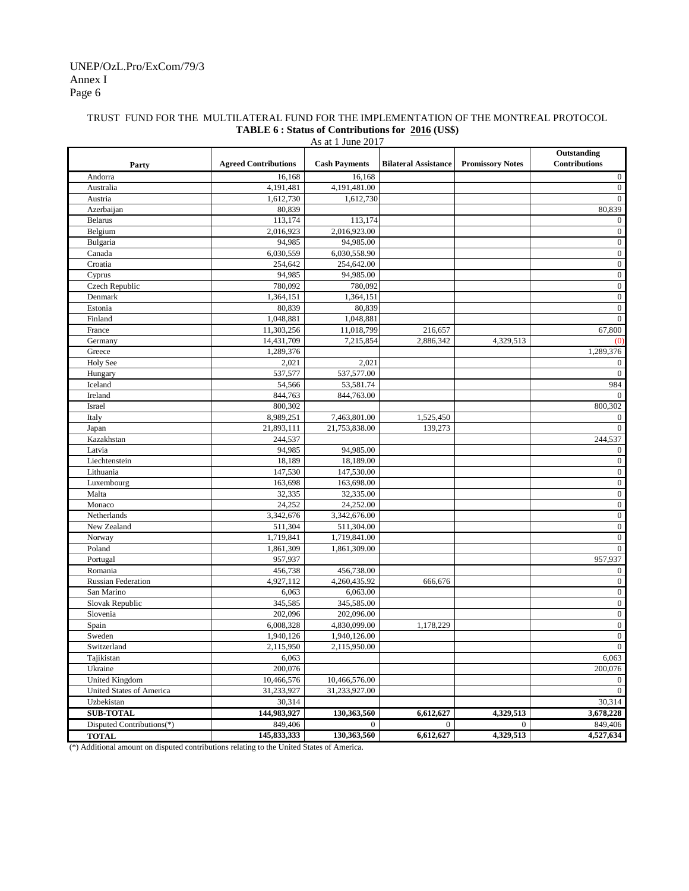TRUST FUND FOR THE MULTILATERAL FUND FOR THE IMPLEMENTATION OF THE MONTREAL PROTOCOL

**TABLE 6 : Status of Contributions for 2016 (US$)**

As at 1 June 2017

| Party | Agreed Contributions | Cash Payments | Bilateral Assistance | Promissory Notes | Outstanding Contributions |
|---|---|---|---|---|---|
| Andorra | 16,168 | 16,168 | | | 0 |
| Australia | 4,191,481 | 4,191,481.00 | | | 0 |
| Austria | 1,612,730 | 1,612,730 | | | 0 |
| Azerbaijan | 80,839 | | | | 80,839 |
| Belarus | 113,174 | 113,174 | | | 0 |
| Belgium | 2,016,923 | 2,016,923.00 | | | 0 |
| Bulgaria | 94,985 | 94,985.00 | | | 0 |
| Canada | 6,030,559 | 6,030,558.90 | | | 0 |
| Croatia | 254,642 | 254,642.00 | | | 0 |
| Cyprus | 94,985 | 94,985.00 | | | 0 |
| Czech Republic | 780,092 | 780,092 | | | 0 |
| Denmark | 1,364,151 | 1,364,151 | | | 0 |
| Estonia | 80,839 | 80,839 | | | 0 |
| Finland | 1,048,881 | 1,048,881 | | | 0 |
| France | 11,303,256 | 11,018,799 | 216,657 | | 67,800 |
| Germany | 14,431,709 | 7,215,854 | 2,886,342 | 4,329,513 | (0) |
| Greece | 1,289,376 | | | | 1,289,376 |
| Holy See | 2,021 | 2,021 | | | 0 |
| Hungary | 537,577 | 537,577.00 | | | 0 |
| Iceland | 54,566 | 53,581.74 | | | 984 |
| Ireland | 844,763 | 844,763.00 | | | 0 |
| Israel | 800,302 | | | | 800,302 |
| Italy | 8,989,251 | 7,463,801.00 | 1,525,450 | | 0 |
| Japan | 21,893,111 | 21,753,838.00 | 139,273 | | 0 |
| Kazakhstan | 244,537 | | | | 244,537 |
| Latvia | 94,985 | 94,985.00 | | | 0 |
| Liechtenstein | 18,189 | 18,189.00 | | | 0 |
| Lithuania | 147,530 | 147,530.00 | | | 0 |
| Luxembourg | 163,698 | 163,698.00 | | | 0 |
| Malta | 32,335 | 32,335.00 | | | 0 |
| Monaco | 24,252 | 24,252.00 | | | 0 |
| Netherlands | 3,342,676 | 3,342,676.00 | | | 0 |
| New Zealand | 511,304 | 511,304.00 | | | 0 |
| Norway | 1,719,841 | 1,719,841.00 | | | 0 |
| Poland | 1,861,309 | 1,861,309.00 | | | 0 |
| Portugal | 957,937 | | | | 957,937 |
| Romania | 456,738 | 456,738.00 | | | 0 |
| Russian Federation | 4,927,112 | 4,260,435.92 | 666,676 | | 0 |
| San Marino | 6,063 | 6,063.00 | | | 0 |
| Slovak Republic | 345,585 | 345,585.00 | | | 0 |
| Slovenia | 202,096 | 202,096.00 | | | 0 |
| Spain | 6,008,328 | 4,830,099.00 | 1,178,229 | | 0 |
| Sweden | 1,940,126 | 1,940,126.00 | | | 0 |
| Switzerland | 2,115,950 | 2,115,950.00 | | | 0 |
| Tajikistan | 6,063 | | | | 6,063 |
| Ukraine | 200,076 | | | | 200,076 |
| United Kingdom | 10,466,576 | 10,466,576.00 | | | 0 |
| United States of America | 31,233,927 | 31,233,927.00 | | | 0 |
| Uzbekistan | 30,314 | | | | 30,314 |
| **SUB-TOTAL** | **144,983,927** | **130,363,560** | **6,612,627** | **4,329,513** | **3,678,228** |
| Disputed Contributions(*) | 849,406 | 0 | 0 | 0 | 849,406 |
| **TOTAL** | **145,833,333** | **130,363,560** | **6,612,627** | **4,329,513** | **4,527,634** |

(*) Additional amount on disputed contributions relating to the United States of America.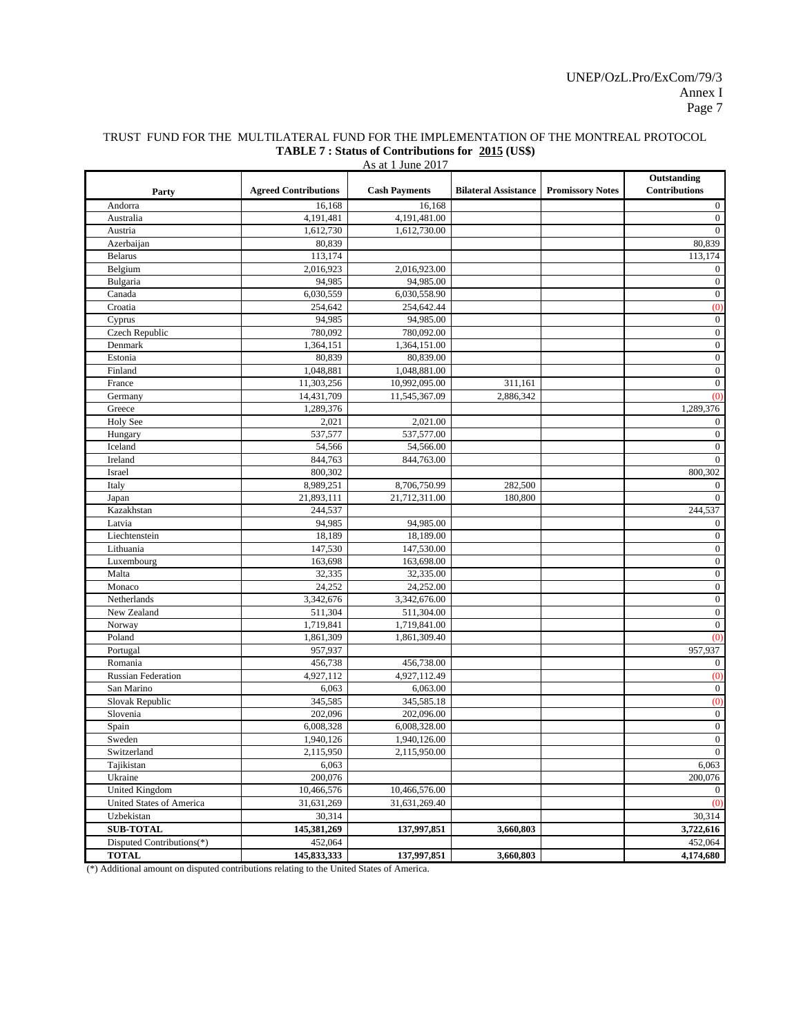TRUST FUND FOR THE MULTILATERAL FUND FOR THE IMPLEMENTATION OF THE MONTREAL PROTOCOL

**TABLE 7 : Status of Contributions for 2015 (US$)**

As at 1 June 2017

| Party | Agreed Contributions | Cash Payments | Bilateral Assistance | Promissory Notes | Outstanding Contributions |
|---|---|---|---|---|---|
| Andorra | 16,168 | 16,168 | | | 0 |
| Australia | 4,191,481 | 4,191,481.00 | | | 0 |
| Austria | 1,612,730 | 1,612,730.00 | | | 0 |
| Azerbaijan | 80,839 | | | | 80,839 |
| Belarus | 113,174 | | | | 113,174 |
| Belgium | 2,016,923 | 2,016,923.00 | | | 0 |
| Bulgaria | 94,985 | 94,985.00 | | | 0 |
| Canada | 6,030,559 | 6,030,558.90 | | | 0 |
| Croatia | 254,642 | 254,642.44 | | | (0) |
| Cyprus | 94,985 | 94,985.00 | | | 0 |
| Czech Republic | 780,092 | 780,092.00 | | | 0 |
| Denmark | 1,364,151 | 1,364,151.00 | | | 0 |
| Estonia | 80,839 | 80,839.00 | | | 0 |
| Finland | 1,048,881 | 1,048,881.00 | | | 0 |
| France | 11,303,256 | 10,992,095.00 | 311,161 | | 0 |
| Germany | 14,431,709 | 11,545,367.09 | 2,886,342 | | (0) |
| Greece | 1,289,376 | | | | 1,289,376 |
| Holy See | 2,021 | 2,021.00 | | | 0 |
| Hungary | 537,577 | 537,577.00 | | | 0 |
| Iceland | 54,566 | 54,566.00 | | | 0 |
| Ireland | 844,763 | 844,763.00 | | | 0 |
| Israel | 800,302 | | | | 800,302 |
| Italy | 8,989,251 | 8,706,750.99 | 282,500 | | 0 |
| Japan | 21,893,111 | 21,712,311.00 | 180,800 | | 0 |
| Kazakhstan | 244,537 | | | | 244,537 |
| Latvia | 94,985 | 94,985.00 | | | 0 |
| Liechtenstein | 18,189 | 18,189.00 | | | 0 |
| Lithuania | 147,530 | 147,530.00 | | | 0 |
| Luxembourg | 163,698 | 163,698.00 | | | 0 |
| Malta | 32,335 | 32,335.00 | | | 0 |
| Monaco | 24,252 | 24,252.00 | | | 0 |
| Netherlands | 3,342,676 | 3,342,676.00 | | | 0 |
| New Zealand | 511,304 | 511,304.00 | | | 0 |
| Norway | 1,719,841 | 1,719,841.00 | | | 0 |
| Poland | 1,861,309 | 1,861,309.40 | | | (0) |
| Portugal | 957,937 | | | | 957,937 |
| Romania | 456,738 | 456,738.00 | | | 0 |
| Russian Federation | 4,927,112 | 4,927,112.49 | | | (0) |
| San Marino | 6,063 | 6,063.00 | | | 0 |
| Slovak Republic | 345,585 | 345,585.18 | | | (0) |
| Slovenia | 202,096 | 202,096.00 | | | 0 |
| Spain | 6,008,328 | 6,008,328.00 | | | 0 |
| Sweden | 1,940,126 | 1,940,126.00 | | | 0 |
| Switzerland | 2,115,950 | 2,115,950.00 | | | 0 |
| Tajikistan | 6,063 | | | | 6,063 |
| Ukraine | 200,076 | | | | 200,076 |
| United Kingdom | 10,466,576 | 10,466,576.00 | | | 0 |
| United States of America | 31,631,269 | 31,631,269.40 | | | (0) |
| Uzbekistan | 30,314 | | | | 30,314 |
| **SUB-TOTAL** | **145,381,269** | **137,997,851** | **3,660,803** | | **3,722,616** |
| Disputed Contributions(*) | 452,064 | | | | 452,064 |
| **TOTAL** | **145,833,333** | **137,997,851** | **3,660,803** | | **4,174,680** |

(*) Additional amount on disputed contributions relating to the United States of America.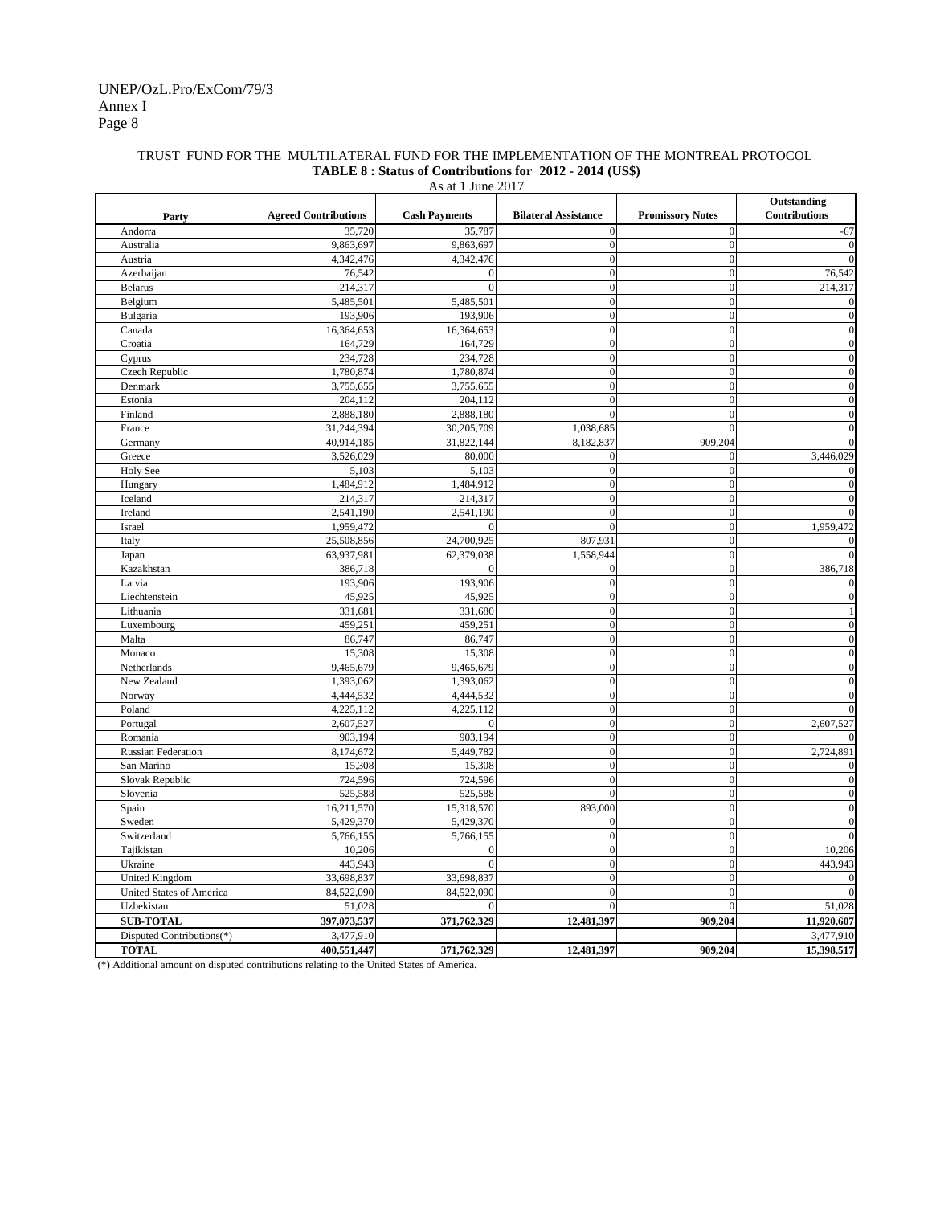TRUST FUND FOR THE MULTILATERAL FUND FOR THE IMPLEMENTATION OF THE MONTREAL PROTOCOL

**TABLE 8 : Status of Contributions for 2012 - 2014 (US$)**

As at 1 June 2017

| Party | Agreed Contributions | Cash Payments | Bilateral Assistance | Promissory Notes | Outstanding Contributions |
|---|---|---|---|---|---|
| Andorra | 35,720 | 35,787 | 0 | 0 | -67 |
| Australia | 9,863,697 | 9,863,697 | 0 | 0 | 0 |
| Austria | 4,342,476 | 4,342,476 | 0 | 0 | 0 |
| Azerbaijan | 76,542 | 0 | 0 | 0 | 76,542 |
| Belarus | 214,317 | 0 | 0 | 0 | 214,317 |
| Belgium | 5,485,501 | 5,485,501 | 0 | 0 | 0 |
| Bulgaria | 193,906 | 193,906 | 0 | 0 | 0 |
| Canada | 16,364,653 | 16,364,653 | 0 | 0 | 0 |
| Croatia | 164,729 | 164,729 | 0 | 0 | 0 |
| Cyprus | 234,728 | 234,728 | 0 | 0 | 0 |
| Czech Republic | 1,780,874 | 1,780,874 | 0 | 0 | 0 |
| Denmark | 3,755,655 | 3,755,655 | 0 | 0 | 0 |
| Estonia | 204,112 | 204,112 | 0 | 0 | 0 |
| Finland | 2,888,180 | 2,888,180 | 0 | 0 | 0 |
| France | 31,244,394 | 30,205,709 | 1,038,685 | 0 | 0 |
| Germany | 40,914,185 | 31,822,144 | 8,182,837 | 909,204 | 0 |
| Greece | 3,526,029 | 80,000 | 0 | 0 | 3,446,029 |
| Holy See | 5,103 | 5,103 | 0 | 0 | 0 |
| Hungary | 1,484,912 | 1,484,912 | 0 | 0 | 0 |
| Iceland | 214,317 | 214,317 | 0 | 0 | 0 |
| Ireland | 2,541,190 | 2,541,190 | 0 | 0 | 0 |
| Israel | 1,959,472 | 0 | 0 | 0 | 1,959,472 |
| Italy | 25,508,856 | 24,700,925 | 807,931 | 0 | 0 |
| Japan | 63,937,981 | 62,379,038 | 1,558,944 | 0 | 0 |
| Kazakhstan | 386,718 | 0 | 0 | 0 | 386,718 |
| Latvia | 193,906 | 193,906 | 0 | 0 | 0 |
| Liechtenstein | 45,925 | 45,925 | 0 | 0 | 0 |
| Lithuania | 331,681 | 331,680 | 0 | 0 | 1 |
| Luxembourg | 459,251 | 459,251 | 0 | 0 | 0 |
| Malta | 86,747 | 86,747 | 0 | 0 | 0 |
| Monaco | 15,308 | 15,308 | 0 | 0 | 0 |
| Netherlands | 9,465,679 | 9,465,679 | 0 | 0 | 0 |
| New Zealand | 1,393,062 | 1,393,062 | 0 | 0 | 0 |
| Norway | 4,444,532 | 4,444,532 | 0 | 0 | 0 |
| Poland | 4,225,112 | 4,225,112 | 0 | 0 | 0 |
| Portugal | 2,607,527 | 0 | 0 | 0 | 2,607,527 |
| Romania | 903,194 | 903,194 | 0 | 0 | 0 |
| Russian Federation | 8,174,672 | 5,449,782 | 0 | 0 | 2,724,891 |
| San Marino | 15,308 | 15,308 | 0 | 0 | 0 |
| Slovak Republic | 724,596 | 724,596 | 0 | 0 | 0 |
| Slovenia | 525,588 | 525,588 | 0 | 0 | 0 |
| Spain | 16,211,570 | 15,318,570 | 893,000 | 0 | 0 |
| Sweden | 5,429,370 | 5,429,370 | 0 | 0 | 0 |
| Switzerland | 5,766,155 | 5,766,155 | 0 | 0 | 0 |
| Tajikistan | 10,206 | 0 | 0 | 0 | 10,206 |
| Ukraine | 443,943 | 0 | 0 | 0 | 443,943 |
| United Kingdom | 33,698,837 | 33,698,837 | 0 | 0 | 0 |
| United States of America | 84,522,090 | 84,522,090 | 0 | 0 | 0 |
| Uzbekistan | 51,028 | 0 | 0 | 0 | 51,028 |
| **SUB-TOTAL** | **397,073,537** | **371,762,329** | **12,481,397** | **909,204** | **11,920,607** |
| Disputed Contributions(*) | 3,477,910 | | | | 3,477,910 |
| **TOTAL** | **400,551,447** | **371,762,329** | **12,481,397** | **909,204** | **15,398,517** |

(*) Additional amount on disputed contributions relating to the United States of America.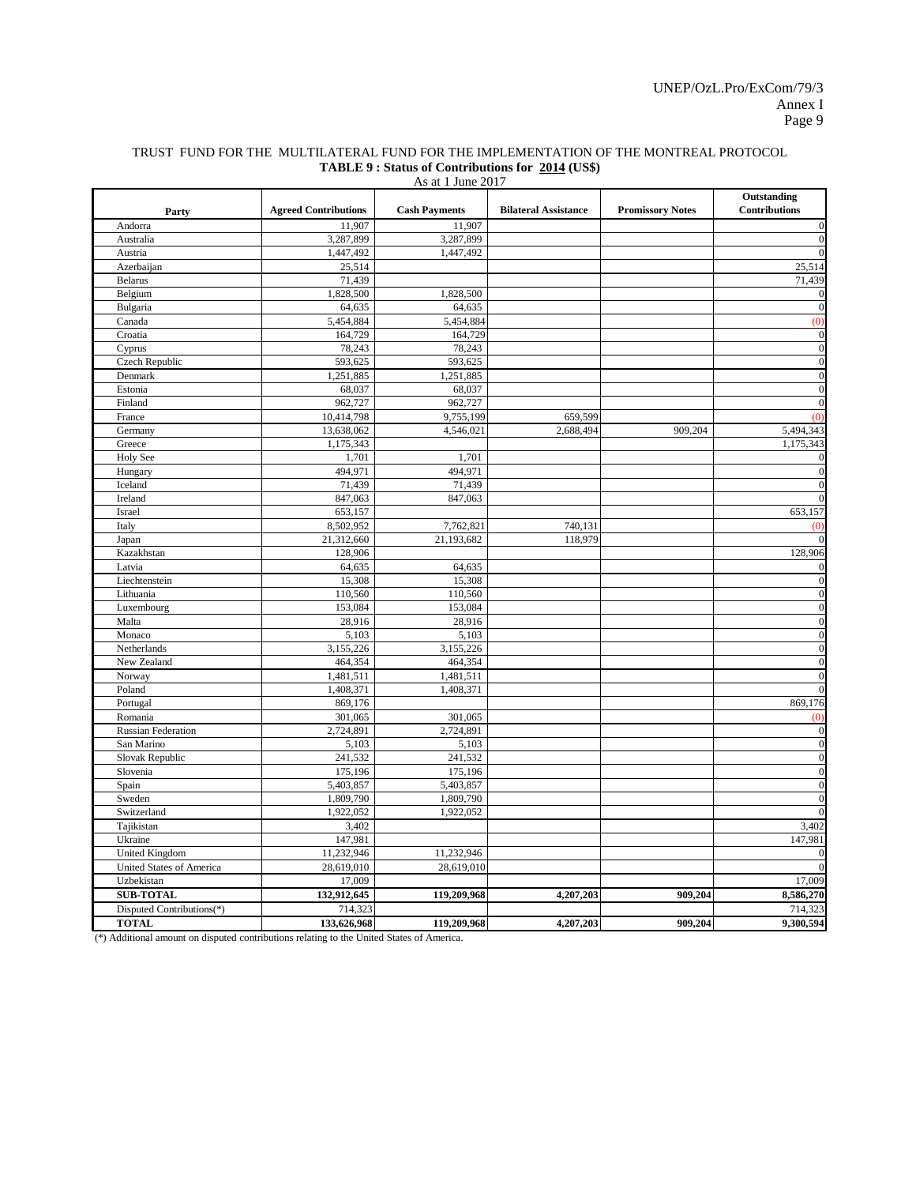TRUST FUND FOR THE MULTILATERAL FUND FOR THE IMPLEMENTATION OF THE MONTREAL PROTOCOL

**TABLE 9 : Status of Contributions for 2014 (US$)**

As at 1 June 2017

| Party | Agreed Contributions | Cash Payments | Bilateral Assistance | Promissory Notes | Outstanding Contributions |
|---|---|---|---|---|---|
| Andorra | 11,907 | 11,907 | | | 0 |
| Australia | 3,287,899 | 3,287,899 | | | 0 |
| Austria | 1,447,492 | 1,447,492 | | | 0 |
| Azerbaijan | 25,514 | | | | 25,514 |
| Belarus | 71,439 | | | | 71,439 |
| Belgium | 1,828,500 | 1,828,500 | | | 0 |
| Bulgaria | 64,635 | 64,635 | | | 0 |
| Canada | 5,454,884 | 5,454,884 | | | (0) |
| Croatia | 164,729 | 164,729 | | | 0 |
| Cyprus | 78,243 | 78,243 | | | 0 |
| Czech Republic | 593,625 | 593,625 | | | 0 |
| Denmark | 1,251,885 | 1,251,885 | | | 0 |
| Estonia | 68,037 | 68,037 | | | 0 |
| Finland | 962,727 | 962,727 | | | 0 |
| France | 10,414,798 | 9,755,199 | 659,599 | | (0) |
| Germany | 13,638,062 | 4,546,021 | 2,688,494 | 909,204 | 5,494,343 |
| Greece | 1,175,343 | | | | 1,175,343 |
| Holy See | 1,701 | 1,701 | | | 0 |
| Hungary | 494,971 | 494,971 | | | 0 |
| Iceland | 71,439 | 71,439 | | | 0 |
| Ireland | 847,063 | 847,063 | | | 0 |
| Israel | 653,157 | | | | 653,157 |
| Italy | 8,502,952 | 7,762,821 | 740,131 | | (0) |
| Japan | 21,312,660 | 21,193,682 | 118,979 | | 0 |
| Kazakhstan | 128,906 | | | | 128,906 |
| Latvia | 64,635 | 64,635 | | | 0 |
| Liechtenstein | 15,308 | 15,308 | | | 0 |
| Lithuania | 110,560 | 110,560 | | | 0 |
| Luxembourg | 153,084 | 153,084 | | | 0 |
| Malta | 28,916 | 28,916 | | | 0 |
| Monaco | 5,103 | 5,103 | | | 0 |
| Netherlands | 3,155,226 | 3,155,226 | | | 0 |
| New Zealand | 464,354 | 464,354 | | | 0 |
| Norway | 1,481,511 | 1,481,511 | | | 0 |
| Poland | 1,408,371 | 1,408,371 | | | 0 |
| Portugal | 869,176 | | | | 869,176 |
| Romania | 301,065 | 301,065 | | | (0) |
| Russian Federation | 2,724,891 | 2,724,891 | | | 0 |
| San Marino | 5,103 | 5,103 | | | 0 |
| Slovak Republic | 241,532 | 241,532 | | | 0 |
| Slovenia | 175,196 | 175,196 | | | 0 |
| Spain | 5,403,857 | 5,403,857 | | | 0 |
| Sweden | 1,809,790 | 1,809,790 | | | 0 |
| Switzerland | 1,922,052 | 1,922,052 | | | 0 |
| Tajikistan | 3,402 | | | | 3,402 |
| Ukraine | 147,981 | | | | 147,981 |
| United Kingdom | 11,232,946 | 11,232,946 | | | 0 |
| United States of America | 28,619,010 | 28,619,010 | | | 0 |
| Uzbekistan | 17,009 | | | | 17,009 |
| **SUB-TOTAL** | **132,912,645** | **119,209,968** | **4,207,203** | **909,204** | **8,586,270** |
| Disputed Contributions(*) | 714,323 | | | | 714,323 |
| **TOTAL** | **133,626,968** | **119,209,968** | **4,207,203** | **909,204** | **9,300,594** |

(*) Additional amount on disputed contributions relating to the United States of America.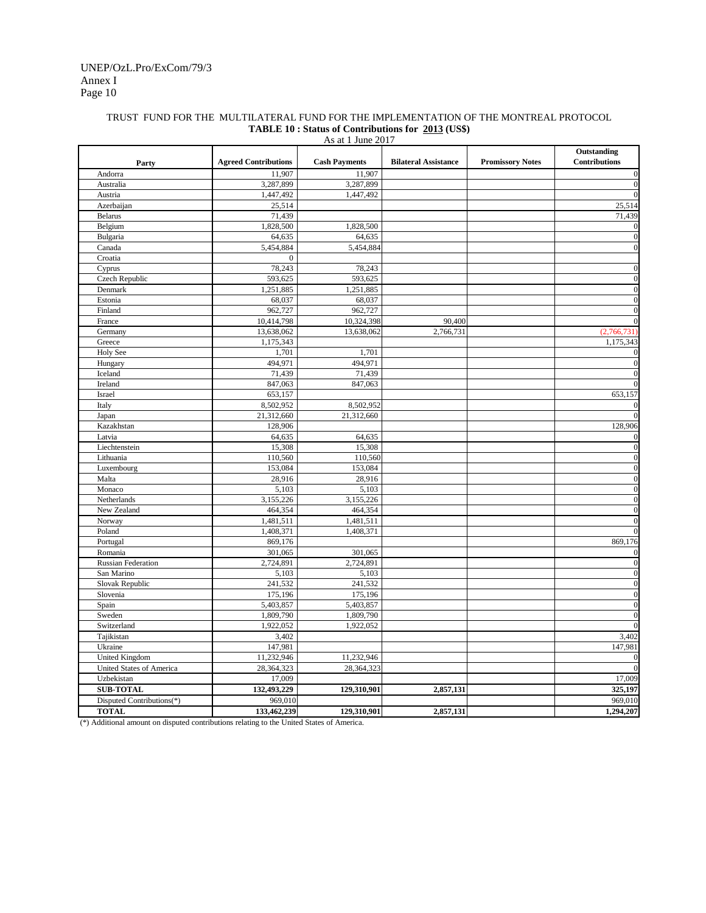TRUST FUND FOR THE MULTILATERAL FUND FOR THE IMPLEMENTATION OF THE MONTREAL PROTOCOL

**TABLE 10 : Status of Contributions for 2013 (US$)**

As at 1 June 2017

| Party | Agreed Contributions | Cash Payments | Bilateral Assistance | Promissory Notes | Outstanding Contributions |
|---|---|---|---|---|---|
| Andorra | 11,907 | 11,907 | | | 0 |
| Australia | 3,287,899 | 3,287,899 | | | 0 |
| Austria | 1,447,492 | 1,447,492 | | | 0 |
| Azerbaijan | 25,514 | | | | 25,514 |
| Belarus | 71,439 | | | | 71,439 |
| Belgium | 1,828,500 | 1,828,500 | | | 0 |
| Bulgaria | 64,635 | 64,635 | | | 0 |
| Canada | 5,454,884 | 5,454,884 | | | 0 |
| Croatia | 0 | | | | |
| Cyprus | 78,243 | 78,243 | | | 0 |
| Czech Republic | 593,625 | 593,625 | | | 0 |
| Denmark | 1,251,885 | 1,251,885 | | | 0 |
| Estonia | 68,037 | 68,037 | | | 0 |
| Finland | 962,727 | 962,727 | | | 0 |
| France | 10,414,798 | 10,324,398 | 90,400 | | 0 |
| Germany | 13,638,062 | 13,638,062 | 2,766,731 | | (2,766,731) |
| Greece | 1,175,343 | | | | 1,175,343 |
| Holy See | 1,701 | 1,701 | | | 0 |
| Hungary | 494,971 | 494,971 | | | 0 |
| Iceland | 71,439 | 71,439 | | | 0 |
| Ireland | 847,063 | 847,063 | | | 0 |
| Israel | 653,157 | | | | 653,157 |
| Italy | 8,502,952 | 8,502,952 | | | 0 |
| Japan | 21,312,660 | 21,312,660 | | | 0 |
| Kazakhstan | 128,906 | | | | 128,906 |
| Latvia | 64,635 | 64,635 | | | 0 |
| Liechtenstein | 15,308 | 15,308 | | | 0 |
| Lithuania | 110,560 | 110,560 | | | 0 |
| Luxembourg | 153,084 | 153,084 | | | 0 |
| Malta | 28,916 | 28,916 | | | 0 |
| Monaco | 5,103 | 5,103 | | | 0 |
| Netherlands | 3,155,226 | 3,155,226 | | | 0 |
| New Zealand | 464,354 | 464,354 | | | 0 |
| Norway | 1,481,511 | 1,481,511 | | | 0 |
| Poland | 1,408,371 | 1,408,371 | | | 0 |
| Portugal | 869,176 | | | | 869,176 |
| Romania | 301,065 | 301,065 | | | 0 |
| Russian Federation | 2,724,891 | 2,724,891 | | | 0 |
| San Marino | 5,103 | 5,103 | | | 0 |
| Slovak Republic | 241,532 | 241,532 | | | 0 |
| Slovenia | 175,196 | 175,196 | | | 0 |
| Spain | 5,403,857 | 5,403,857 | | | 0 |
| Sweden | 1,809,790 | 1,809,790 | | | 0 |
| Switzerland | 1,922,052 | 1,922,052 | | | 0 |
| Tajikistan | 3,402 | | | | 3,402 |
| Ukraine | 147,981 | | | | 147,981 |
| United Kingdom | 11,232,946 | 11,232,946 | | | 0 |
| United States of America | 28,364,323 | 28,364,323 | | | 0 |
| Uzbekistan | 17,009 | | | | 17,009 |
| **SUB-TOTAL** | **132,493,229** | **129,310,901** | **2,857,131** | | **325,197** |
| Disputed Contributions(*) | 969,010 | | | | 969,010 |
| **TOTAL** | **133,462,239** | **129,310,901** | **2,857,131** | | **1,294,207** |

(*) Additional amount on disputed contributions relating to the United States of America.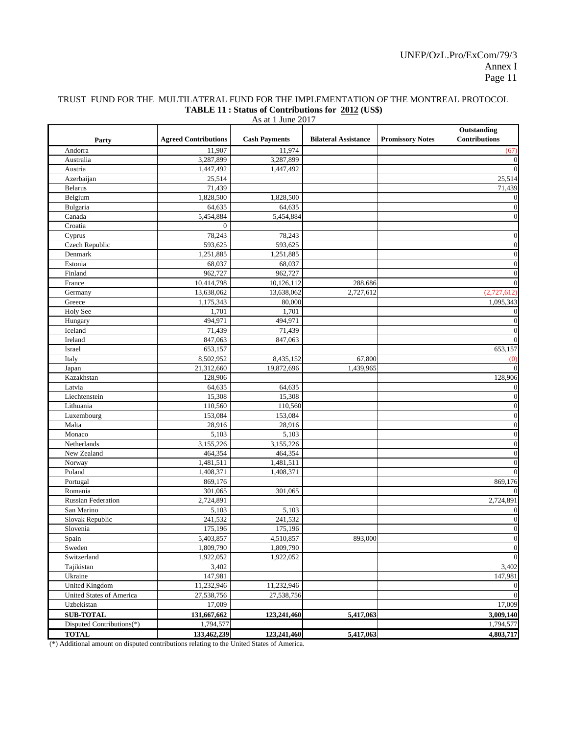TRUST FUND FOR THE MULTILATERAL FUND FOR THE IMPLEMENTATION OF THE MONTREAL PROTOCOL

**TABLE 11 : Status of Contributions for 2012 (US$)**

As at 1 June 2017

| Party | Agreed Contributions | Cash Payments | Bilateral Assistance | Promissory Notes | Outstanding Contributions |
|---|---|---|---|---|---|
| Andorra | 11,907 | 11,974 | | | (67) |
| Australia | 3,287,899 | 3,287,899 | | | 0 |
| Austria | 1,447,492 | 1,447,492 | | | 0 |
| Azerbaijan | 25,514 | | | | 25,514 |
| Belarus | 71,439 | | | | 71,439 |
| Belgium | 1,828,500 | 1,828,500 | | | 0 |
| Bulgaria | 64,635 | 64,635 | | | 0 |
| Canada | 5,454,884 | 5,454,884 | | | 0 |
| Croatia | 0 | | | | |
| Cyprus | 78,243 | 78,243 | | | 0 |
| Czech Republic | 593,625 | 593,625 | | | 0 |
| Denmark | 1,251,885 | 1,251,885 | | | 0 |
| Estonia | 68,037 | 68,037 | | | 0 |
| Finland | 962,727 | 962,727 | | | 0 |
| France | 10,414,798 | 10,126,112 | 288,686 | | 0 |
| Germany | 13,638,062 | 13,638,062 | 2,727,612 | | (2,727,612) |
| Greece | 1,175,343 | 80,000 | | | 1,095,343 |
| Holy See | 1,701 | 1,701 | | | 0 |
| Hungary | 494,971 | 494,971 | | | 0 |
| Iceland | 71,439 | 71,439 | | | 0 |
| Ireland | 847,063 | 847,063 | | | 0 |
| Israel | 653,157 | | | | 653,157 |
| Italy | 8,502,952 | 8,435,152 | 67,800 | | (0) |
| Japan | 21,312,660 | 19,872,696 | 1,439,965 | | 0 |
| Kazakhstan | 128,906 | | | | 128,906 |
| Latvia | 64,635 | 64,635 | | | 0 |
| Liechtenstein | 15,308 | 15,308 | | | 0 |
| Lithuania | 110,560 | 110,560 | | | 0 |
| Luxembourg | 153,084 | 153,084 | | | 0 |
| Malta | 28,916 | 28,916 | | | 0 |
| Monaco | 5,103 | 5,103 | | | 0 |
| Netherlands | 3,155,226 | 3,155,226 | | | 0 |
| New Zealand | 464,354 | 464,354 | | | 0 |
| Norway | 1,481,511 | 1,481,511 | | | 0 |
| Poland | 1,408,371 | 1,408,371 | | | 0 |
| Portugal | 869,176 | | | | 869,176 |
| Romania | 301,065 | 301,065 | | | 0 |
| Russian Federation | 2,724,891 | | | | 2,724,891 |
| San Marino | 5,103 | 5,103 | | | 0 |
| Slovak Republic | 241,532 | 241,532 | | | 0 |
| Slovenia | 175,196 | 175,196 | | | 0 |
| Spain | 5,403,857 | 4,510,857 | 893,000 | | 0 |
| Sweden | 1,809,790 | 1,809,790 | | | 0 |
| Switzerland | 1,922,052 | 1,922,052 | | | 0 |
| Tajikistan | 3,402 | | | | 3,402 |
| Ukraine | 147,981 | | | | 147,981 |
| United Kingdom | 11,232,946 | 11,232,946 | | | 0 |
| United States of America | 27,538,756 | 27,538,756 | | | 0 |
| Uzbekistan | 17,009 | | | | 17,009 |
| **SUB-TOTAL** | **131,667,662** | **123,241,460** | **5,417,063** | | **3,009,140** |
| Disputed Contributions(*) | 1,794,577 | | | | 1,794,577 |
| **TOTAL** | **133,462,239** | **123,241,460** | **5,417,063** | | **4,803,717** |

(*) Additional amount on disputed contributions relating to the United States of America.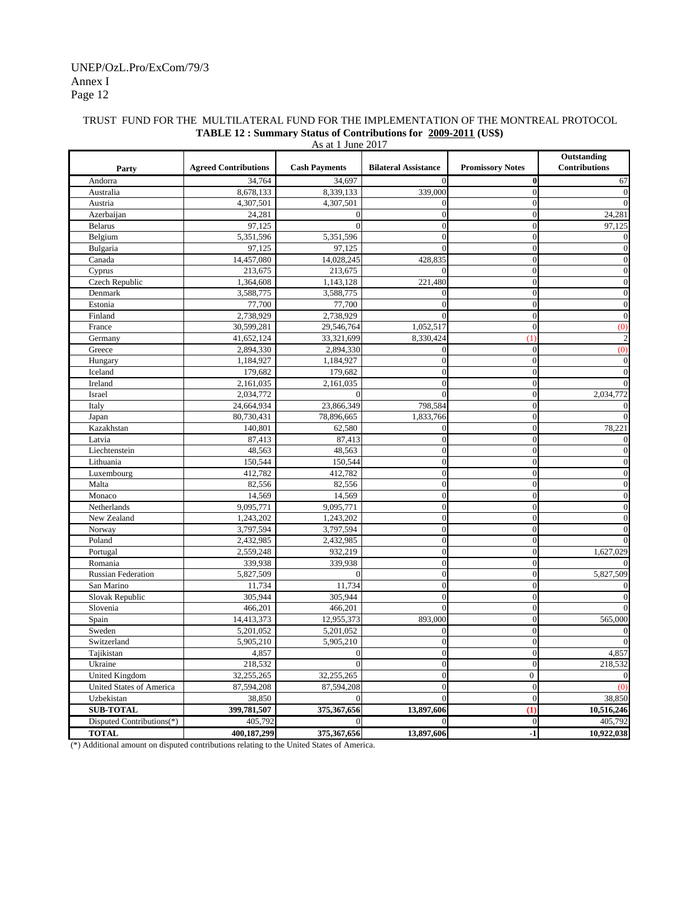TRUST FUND FOR THE MULTILATERAL FUND FOR THE IMPLEMENTATION OF THE MONTREAL PROTOCOL

**TABLE 12 : Summary Status of Contributions for 2009-2011 (US$)**

As at 1 June 2017

| Party | Agreed Contributions | Cash Payments | Bilateral Assistance | Promissory Notes | Outstanding Contributions |
|---|---|---|---|---|---|
| Andorra | 34,764 | 34,697 | 0 | 0 | 67 |
| Australia | 8,678,133 | 8,339,133 | 339,000 | 0 | 0 |
| Austria | 4,307,501 | 4,307,501 | 0 | 0 | 0 |
| Azerbaijan | 24,281 | 0 | 0 | 0 | 24,281 |
| Belarus | 97,125 | 0 | 0 | 0 | 97,125 |
| Belgium | 5,351,596 | 5,351,596 | 0 | 0 | 0 |
| Bulgaria | 97,125 | 97,125 | 0 | 0 | 0 |
| Canada | 14,457,080 | 14,028,245 | 428,835 | 0 | 0 |
| Cyprus | 213,675 | 213,675 | 0 | 0 | 0 |
| Czech Republic | 1,364,608 | 1,143,128 | 221,480 | 0 | 0 |
| Denmark | 3,588,775 | 3,588,775 | 0 | 0 | 0 |
| Estonia | 77,700 | 77,700 | 0 | 0 | 0 |
| Finland | 2,738,929 | 2,738,929 | 0 | 0 | 0 |
| France | 30,599,281 | 29,546,764 | 1,052,517 | 0 | (0) |
| Germany | 41,652,124 | 33,321,699 | 8,330,424 | (1) | 2 |
| Greece | 2,894,330 | 2,894,330 | 0 | 0 | (0) |
| Hungary | 1,184,927 | 1,184,927 | 0 | 0 | 0 |
| Iceland | 179,682 | 179,682 | 0 | 0 | 0 |
| Ireland | 2,161,035 | 2,161,035 | 0 | 0 | 0 |
| Israel | 2,034,772 | 0 | 0 | 0 | 2,034,772 |
| Italy | 24,664,934 | 23,866,349 | 798,584 | 0 | 0 |
| Japan | 80,730,431 | 78,896,665 | 1,833,766 | 0 | 0 |
| Kazakhstan | 140,801 | 62,580 | 0 | 0 | 78,221 |
| Latvia | 87,413 | 87,413 | 0 | 0 | 0 |
| Liechtenstein | 48,563 | 48,563 | 0 | 0 | 0 |
| Lithuania | 150,544 | 150,544 | 0 | 0 | 0 |
| Luxembourg | 412,782 | 412,782 | 0 | 0 | 0 |
| Malta | 82,556 | 82,556 | 0 | 0 | 0 |
| Monaco | 14,569 | 14,569 | 0 | 0 | 0 |
| Netherlands | 9,095,771 | 9,095,771 | 0 | 0 | 0 |
| New Zealand | 1,243,202 | 1,243,202 | 0 | 0 | 0 |
| Norway | 3,797,594 | 3,797,594 | 0 | 0 | 0 |
| Poland | 2,432,985 | 2,432,985 | 0 | 0 | 0 |
| Portugal | 2,559,248 | 932,219 | 0 | 0 | 1,627,029 |
| Romania | 339,938 | 339,938 | 0 | 0 | 0 |
| Russian Federation | 5,827,509 | 0 | 0 | 0 | 5,827,509 |
| San Marino | 11,734 | 11,734 | 0 | 0 | 0 |
| Slovak Republic | 305,944 | 305,944 | 0 | 0 | 0 |
| Slovenia | 466,201 | 466,201 | 0 | 0 | 0 |
| Spain | 14,413,373 | 12,955,373 | 893,000 | 0 | 565,000 |
| Sweden | 5,201,052 | 5,201,052 | 0 | 0 | 0 |
| Switzerland | 5,905,210 | 5,905,210 | 0 | 0 | 0 |
| Tajikistan | 4,857 | 0 | 0 | 0 | 4,857 |
| Ukraine | 218,532 | 0 | 0 | 0 | 218,532 |
| United Kingdom | 32,255,265 | 32,255,265 | 0 | 0 | 0 |
| United States of America | 87,594,208 | 87,594,208 | 0 | 0 | (0) |
| Uzbekistan | 38,850 | 0 | 0 | 0 | 38,850 |
| **SUB-TOTAL** | **399,781,507** | **375,367,656** | **13,897,606** | **(1)** | **10,516,246** |
| Disputed Contributions(*) | 405,792 | 0 | 0 | 0 | 405,792 |
| **TOTAL** | **400,187,299** | **375,367,656** | **13,897,606** | **-1** | **10,922,038** |

(*) Additional amount on disputed contributions relating to the United States of America.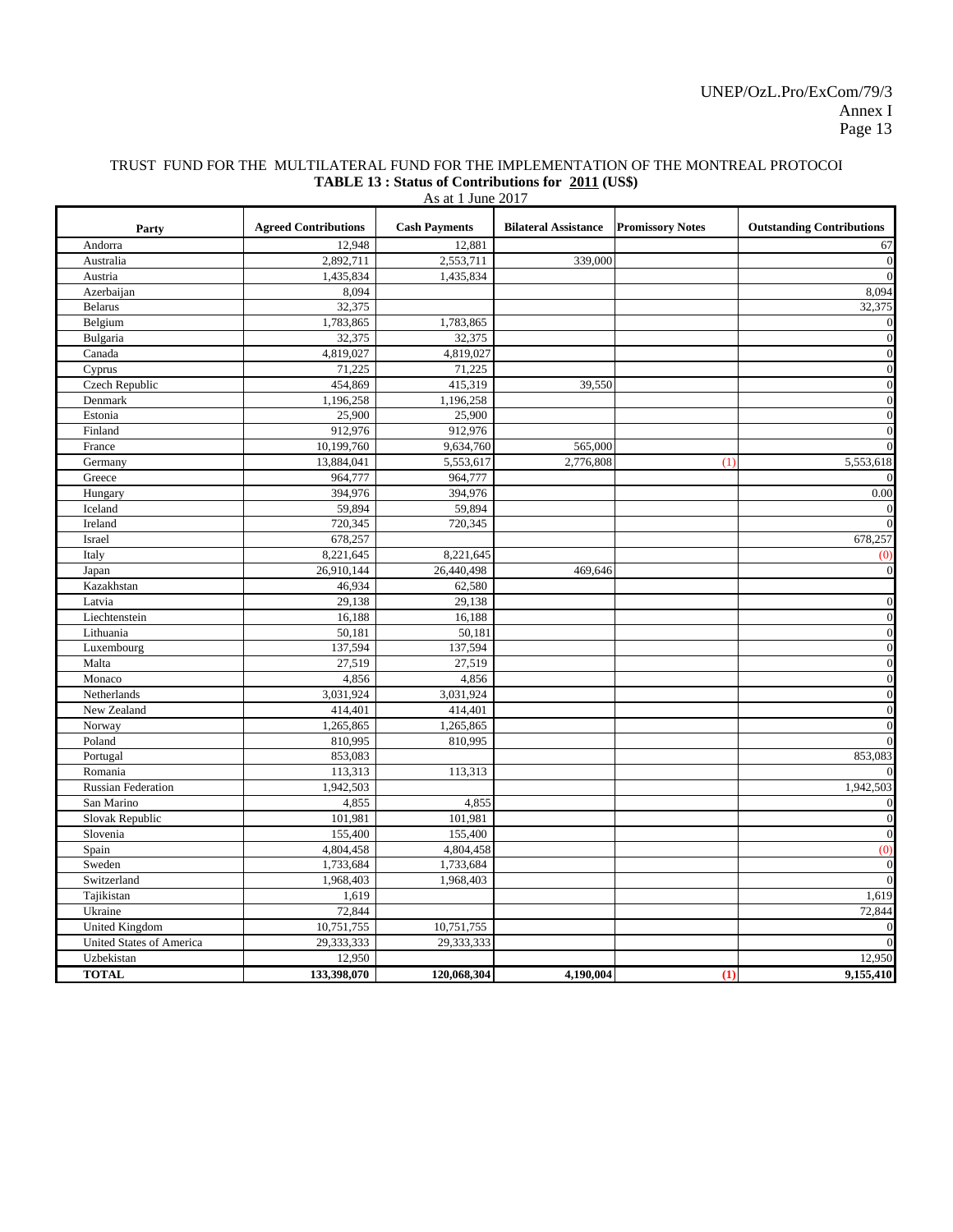TRUST FUND FOR THE MULTILATERAL FUND FOR THE IMPLEMENTATION OF THE MONTREAL PROTOCOI

**TABLE 13 : Status of Contributions for 2011 (US$)**

As at 1 June 2017

| Party | Agreed Contributions | Cash Payments | Bilateral Assistance | Promissory Notes | Outstanding Contributions |
|---|---|---|---|---|---|
| Andorra | 12,948 | 12,881 | | | 67 |
| Australia | 2,892,711 | 2,553,711 | 339,000 | | 0 |
| Austria | 1,435,834 | 1,435,834 | | | 0 |
| Azerbaijan | 8,094 | | | | 8,094 |
| Belarus | 32,375 | | | | 32,375 |
| Belgium | 1,783,865 | 1,783,865 | | | 0 |
| Bulgaria | 32,375 | 32,375 | | | 0 |
| Canada | 4,819,027 | 4,819,027 | | | 0 |
| Cyprus | 71,225 | 71,225 | | | 0 |
| Czech Republic | 454,869 | 415,319 | 39,550 | | 0 |
| Denmark | 1,196,258 | 1,196,258 | | | 0 |
| Estonia | 25,900 | 25,900 | | | 0 |
| Finland | 912,976 | 912,976 | | | 0 |
| France | 10,199,760 | 9,634,760 | 565,000 | | 0 |
| Germany | 13,884,041 | 5,553,617 | 2,776,808 | (1) | 5,553,618 |
| Greece | 964,777 | 964,777 | | | 0 |
| Hungary | 394,976 | 394,976 | | | 0.00 |
| Iceland | 59,894 | 59,894 | | | 0 |
| Ireland | 720,345 | 720,345 | | | 0 |
| Israel | 678,257 | | | | 678,257 |
| Italy | 8,221,645 | 8,221,645 | | | (0) |
| Japan | 26,910,144 | 26,440,498 | 469,646 | | 0 |
| Kazakhstan | 46,934 | 62,580 | | | |
| Latvia | 29,138 | 29,138 | | | 0 |
| Liechtenstein | 16,188 | 16,188 | | | 0 |
| Lithuania | 50,181 | 50,181 | | | 0 |
| Luxembourg | 137,594 | 137,594 | | | 0 |
| Malta | 27,519 | 27,519 | | | 0 |
| Monaco | 4,856 | 4,856 | | | 0 |
| Netherlands | 3,031,924 | 3,031,924 | | | 0 |
| New Zealand | 414,401 | 414,401 | | | 0 |
| Norway | 1,265,865 | 1,265,865 | | | 0 |
| Poland | 810,995 | 810,995 | | | 0 |
| Portugal | 853,083 | | | | 853,083 |
| Romania | 113,313 | 113,313 | | | 0 |
| Russian Federation | 1,942,503 | | | | 1,942,503 |
| San Marino | 4,855 | 4,855 | | | 0 |
| Slovak Republic | 101,981 | 101,981 | | | 0 |
| Slovenia | 155,400 | 155,400 | | | 0 |
| Spain | 4,804,458 | 4,804,458 | | | (0) |
| Sweden | 1,733,684 | 1,733,684 | | | 0 |
| Switzerland | 1,968,403 | 1,968,403 | | | 0 |
| Tajikistan | 1,619 | | | | 1,619 |
| Ukraine | 72,844 | | | | 72,844 |
| United Kingdom | 10,751,755 | 10,751,755 | | | 0 |
| United States of America | 29,333,333 | 29,333,333 | | | 0 |
| Uzbekistan | 12,950 | | | | 12,950 |
| **TOTAL** | **133,398,070** | **120,068,304** | **4,190,004** | **(1)** | **9,155,410** |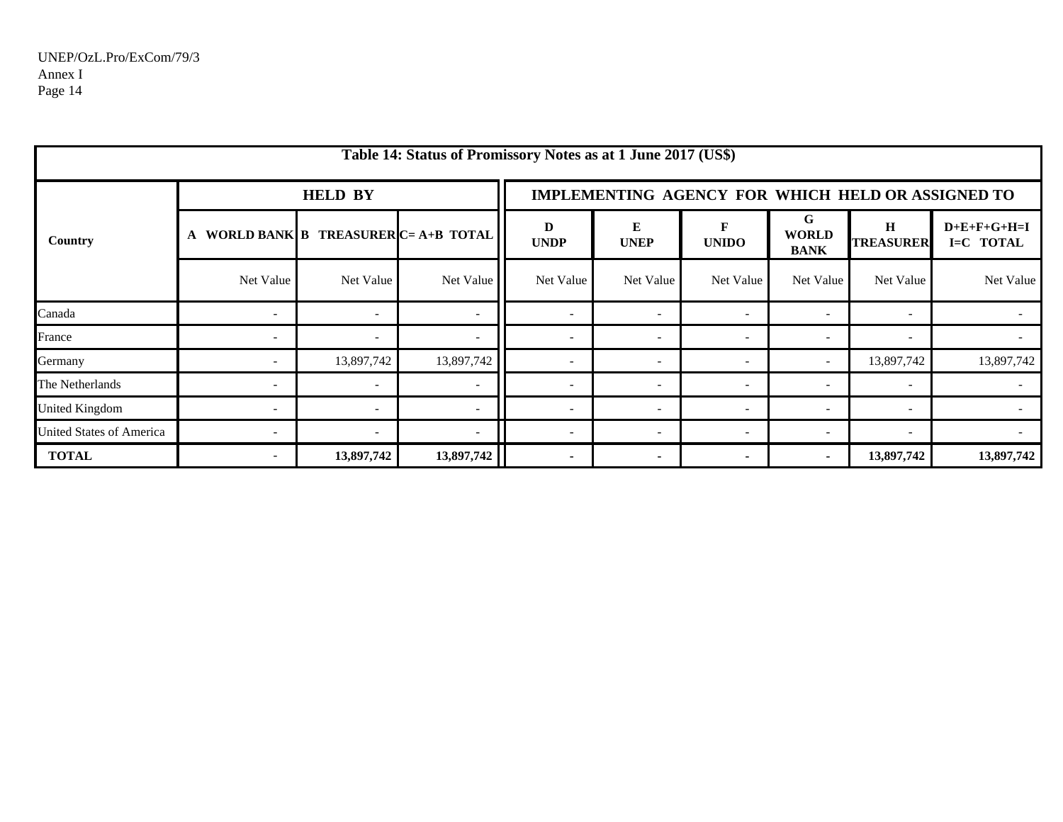| Table 14: Status of Promissory Notes as at 1 June 2017 (US$) | | | | | | | | | |
|---|---|---|---|---|---|---|---|---|---|
| Country | HELD BY | | | IMPLEMENTING AGENCY FOR WHICH HELD OR ASSIGNED TO | | | | | |
| | A WORLD BANK | B TREASURER | C= A+B TOTAL | D UNDP | E UNEP | F UNIDO | G WORLD BANK | H TREASURER | D+E+F+G+H=I I=C TOTAL |
| | Net Value | Net Value | Net Value | Net Value | Net Value | Net Value | Net Value | Net Value | Net Value |
| Canada | - | - | - | - | - | - | - | - | - |
| France | - | - | - | - | - | - | - | - | - |
| Germany | - | 13,897,742 | 13,897,742 | - | - | - | - | 13,897,742 | 13,897,742 |
| The Netherlands | - | - | - | - | - | - | - | - | - |
| United Kingdom | - | - | - | - | - | - | - | - | - |
| United States of America | - | - | - | - | - | - | - | - | - |
| **TOTAL** | - | **13,897,742** | **13,897,742** | **-** | **-** | **-** | **-** | **13,897,742** | **13,897,742** |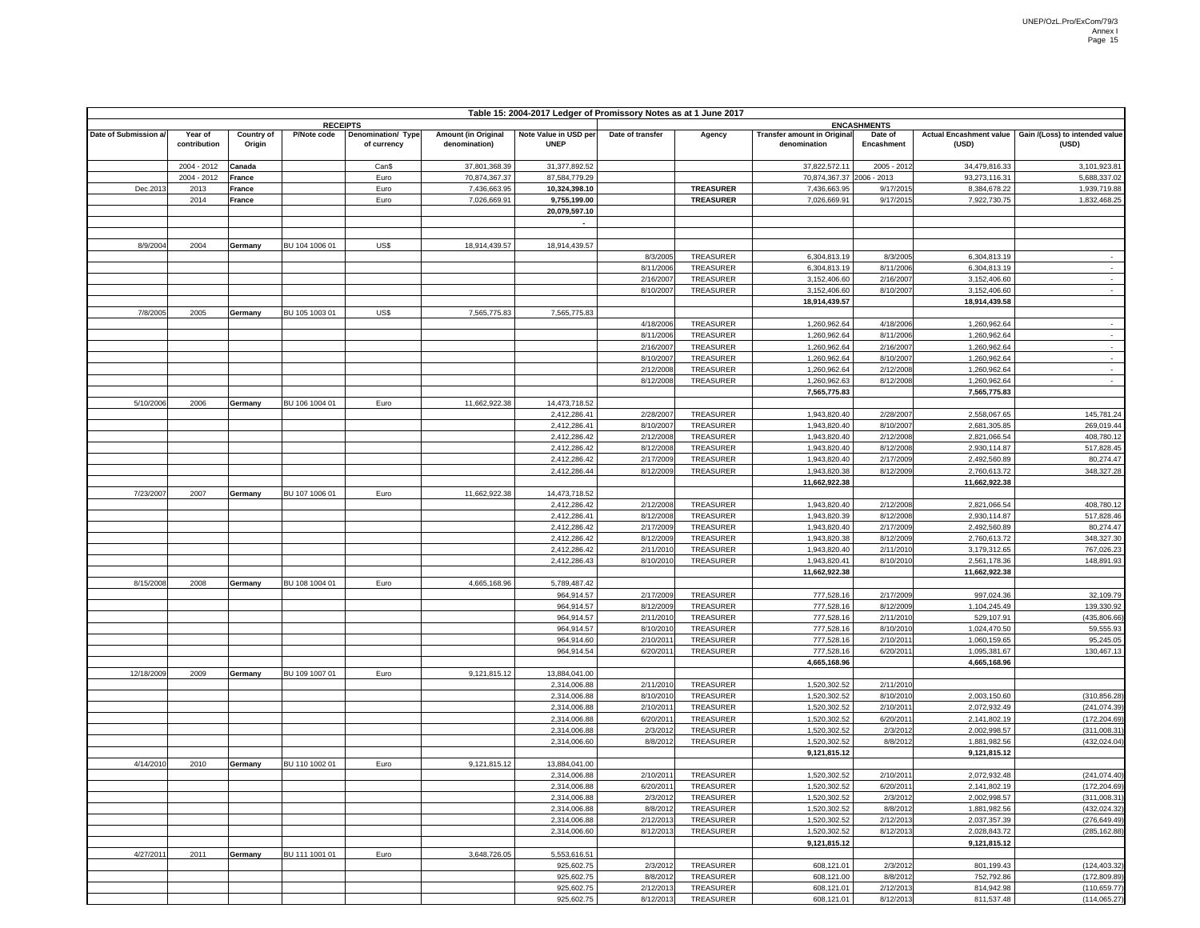**Table 15: 2004-2017 Ledger of Promissory Notes as at 1 June 2017**

| RECEIPTS | | | | | | | ENCASHMENTS | | | | | |
|---|---|---|---|---|---|---|---|---|---|---|---|---|
| Date of Submission a/ | Year of contribution | Country of Origin | P/Note code | Denomination/ Type of currency | Amount (in Original denomination) | Note Value in USD per UNEP | Date of transfer | Agency | Transfer amount in Original denomination | Date of Encashment | Actual Encashment value (USD) | Gain /(Loss) to intended value (USD) |
| | 2004 - 2012 | Canada | | Can$ | 37,801,368.39 | 31,377,892.52 | | | 37,822,572.11 | 2005 - 2012 | 34,479,816.33 | 3,101,923.81 |
| | 2004 - 2012 | France | | Euro | 70,874,367.37 | 87,584,779.29 | | | 70,874,367.37 | 2006 - 2013 | 93,273,116.31 | 5,688,337.02 |
| Dec.2013 | 2013 | France | | Euro | 7,436,663.95 | **10,324,398.10** | | **TREASURER** | 7,436,663.95 | 9/17/2015 | 8,384,678.22 | 1,939,719.88 |
| | 2014 | France | | Euro | 7,026,669.91 | **9,755,199.00** | | **TREASURER** | 7,026,669.91 | 9/17/2015 | 7,922,730.75 | 1,832,468.25 |
| | | | | | | **20,079,597.10** | | | | | | |
| | | | | | | - | | | | | | |
| | | | | | | | | | | | | |
| 8/9/2004 | 2004 | Germany | BU 104 1006 01 | US$ | 18,914,439.57 | 18,914,439.57 | | | | | | |
| | | | | | | | 8/3/2005 | TREASURER | 6,304,813.19 | 8/3/2005 | 6,304,813.19 | - |
| | | | | | | | 8/11/2006 | TREASURER | 6,304,813.19 | 8/11/2006 | 6,304,813.19 | - |
| | | | | | | | 2/16/2007 | TREASURER | 3,152,406.60 | 2/16/2007 | 3,152,406.60 | - |
| | | | | | | | 8/10/2007 | TREASURER | 3,152,406.60 | 8/10/2007 | 3,152,406.60 | - |
| | | | | | | | | | **18,914,439.57** | | **18,914,439.58** | |
| 7/8/2005 | 2005 | Germany | BU 105 1003 01 | US$ | 7,565,775.83 | 7,565,775.83 | | | | | | |
| | | | | | | | 4/18/2006 | TREASURER | 1,260,962.64 | 4/18/2006 | 1,260,962.64 | - |
| | | | | | | | 8/11/2006 | TREASURER | 1,260,962.64 | 8/11/2006 | 1,260,962.64 | - |
| | | | | | | | 2/16/2007 | TREASURER | 1,260,962.64 | 2/16/2007 | 1,260,962.64 | - |
| | | | | | | | 8/10/2007 | TREASURER | 1,260,962.64 | 8/10/2007 | 1,260,962.64 | - |
| | | | | | | | 2/12/2008 | TREASURER | 1,260,962.64 | 2/12/2008 | 1,260,962.64 | - |
| | | | | | | | 8/12/2008 | TREASURER | 1,260,962.63 | 8/12/2008 | 1,260,962.64 | - |
| | | | | | | | | | **7,565,775.83** | | **7,565,775.83** | |
| 5/10/2006 | 2006 | Germany | BU 106 1004 01 | Euro | 11,662,922.38 | 14,473,718.52 | | | | | | |
| | | | | | | 2,412,286.41 | 2/28/2007 | TREASURER | 1,943,820.40 | 2/28/2007 | 2,558,067.65 | 145,781.24 |
| | | | | | | 2,412,286.41 | 8/10/2007 | TREASURER | 1,943,820.40 | 8/10/2007 | 2,681,305.85 | 269,019.44 |
| | | | | | | 2,412,286.42 | 2/12/2008 | TREASURER | 1,943,820.40 | 2/12/2008 | 2,821,066.54 | 408,780.12 |
| | | | | | | 2,412,286.42 | 8/12/2008 | TREASURER | 1,943,820.40 | 8/12/2008 | 2,930,114.87 | 517,828.45 |
| | | | | | | 2,412,286.42 | 2/17/2009 | TREASURER | 1,943,820.40 | 2/17/2009 | 2,492,560.89 | 80,274.47 |
| | | | | | | 2,412,286.44 | 8/12/2009 | TREASURER | 1,943,820.38 | 8/12/2009 | 2,760,613.72 | 348,327.28 |
| | | | | | | | | | **11,662,922.38** | | **11,662,922.38** | |
| 7/23/2007 | 2007 | Germany | BU 107 1006 01 | Euro | 11,662,922.38 | 14,473,718.52 | | | | | | |
| | | | | | | 2,412,286.42 | 2/12/2008 | TREASURER | 1,943,820.40 | 2/12/2008 | 2,821,066.54 | 408,780.12 |
| | | | | | | 2,412,286.41 | 8/12/2008 | TREASURER | 1,943,820.39 | 8/12/2008 | 2,930,114.87 | 517,828.46 |
| | | | | | | 2,412,286.42 | 2/17/2009 | TREASURER | 1,943,820.40 | 2/17/2009 | 2,492,560.89 | 80,274.47 |
| | | | | | | 2,412,286.42 | 8/12/2009 | TREASURER | 1,943,820.38 | 8/12/2009 | 2,760,613.72 | 348,327.30 |
| | | | | | | 2,412,286.42 | 2/11/2010 | TREASURER | 1,943,820.40 | 2/11/2010 | 3,179,312.65 | 767,026.23 |
| | | | | | | 2,412,286.43 | 8/10/2010 | TREASURER | 1,943,820.41 | 8/10/2010 | 2,561,178.36 | 148,891.93 |
| | | | | | | | | | **11,662,922.38** | | **11,662,922.38** | |
| 8/15/2008 | 2008 | Germany | BU 108 1004 01 | Euro | 4,665,168.96 | 5,789,487.42 | | | | | | |
| | | | | | | 964,914.57 | 2/17/2009 | TREASURER | 777,528.16 | 2/17/2009 | 997,024.36 | 32,109.79 |
| | | | | | | 964,914.57 | 8/12/2009 | TREASURER | 777,528.16 | 8/12/2009 | 1,104,245.49 | 139,330.92 |
| | | | | | | 964,914.57 | 2/11/2010 | TREASURER | 777,528.16 | 2/11/2010 | 529,107.91 | (435,806.66) |
| | | | | | | 964,914.57 | 8/10/2010 | TREASURER | 777,528.16 | 8/10/2010 | 1,024,470.50 | 59,555.93 |
| | | | | | | 964,914.60 | 2/10/2011 | TREASURER | 777,528.16 | 2/10/2011 | 1,060,159.65 | 95,245.05 |
| | | | | | | 964,914.54 | 6/20/2011 | TREASURER | 777,528.16 | 6/20/2011 | 1,095,381.67 | 130,467.13 |
| | | | | | | | | | **4,665,168.96** | | **4,665,168.96** | |
| 12/18/2009 | 2009 | Germany | BU 109 1007 01 | Euro | 9,121,815.12 | 13,884,041.00 | | | | | | |
| | | | | | | 2,314,006.88 | 2/11/2010 | TREASURER | 1,520,302.52 | 2/11/2010 | | |
| | | | | | | 2,314,006.88 | 8/10/2010 | TREASURER | 1,520,302.52 | 8/10/2010 | 2,003,150.60 | (310,856.28) |
| | | | | | | 2,314,006.88 | 2/10/2011 | TREASURER | 1,520,302.52 | 2/10/2011 | 2,072,932.49 | (241,074.39) |
| | | | | | | 2,314,006.88 | 6/20/2011 | TREASURER | 1,520,302.52 | 6/20/2011 | 2,141,802.19 | (172,204.69) |
| | | | | | | 2,314,006.88 | 2/3/2012 | TREASURER | 1,520,302.52 | 2/3/2012 | 2,002,998.57 | (311,008.31) |
| | | | | | | 2,314,006.60 | 8/8/2012 | TREASURER | 1,520,302.52 | 8/8/2012 | 1,881,982.56 | (432,024.04) |
| | | | | | | | | | **9,121,815.12** | | **9,121,815.12** | |
| 4/14/2010 | 2010 | Germany | BU 110 1002 01 | Euro | 9,121,815.12 | 13,884,041.00 | | | | | | |
| | | | | | | 2,314,006.88 | 2/10/2011 | TREASURER | 1,520,302.52 | 2/10/2011 | 2,072,932.48 | (241,074.40) |
| | | | | | | 2,314,006.88 | 6/20/2011 | TREASURER | 1,520,302.52 | 6/20/2011 | 2,141,802.19 | (172,204.69) |
| | | | | | | 2,314,006.88 | 2/3/2012 | TREASURER | 1,520,302.52 | 2/3/2012 | 2,002,998.57 | (311,008.31) |
| | | | | | | 2,314,006.88 | 8/8/2012 | TREASURER | 1,520,302.52 | 8/8/2012 | 1,881,982.56 | (432,024.32) |
| | | | | | | 2,314,006.88 | 2/12/2013 | TREASURER | 1,520,302.52 | 2/12/2013 | 2,037,357.39 | (276,649.49) |
| | | | | | | 2,314,006.60 | 8/12/2013 | TREASURER | 1,520,302.52 | 8/12/2013 | 2,028,843.72 | (285,162.88) |
| | | | | | | | | | **9,121,815.12** | | **9,121,815.12** | |
| 4/27/2011 | 2011 | Germany | BU 111 1001 01 | Euro | 3,648,726.05 | 5,553,616.51 | | | | | | |
| | | | | | | 925,602.75 | 2/3/2012 | TREASURER | 608,121.01 | 2/3/2012 | 801,199.43 | (124,403.32) |
| | | | | | | 925,602.75 | 8/8/2012 | TREASURER | 608,121.00 | 8/8/2012 | 752,792.86 | (172,809.89) |
| | | | | | | 925,602.75 | 2/12/2013 | TREASURER | 608,121.01 | 2/12/2013 | 814,942.98 | (110,659.77) |
| | | | | | | 925,602.75 | 8/12/2013 | TREASURER | 608,121.01 | 8/12/2013 | 811,537.48 | (114,065.27) |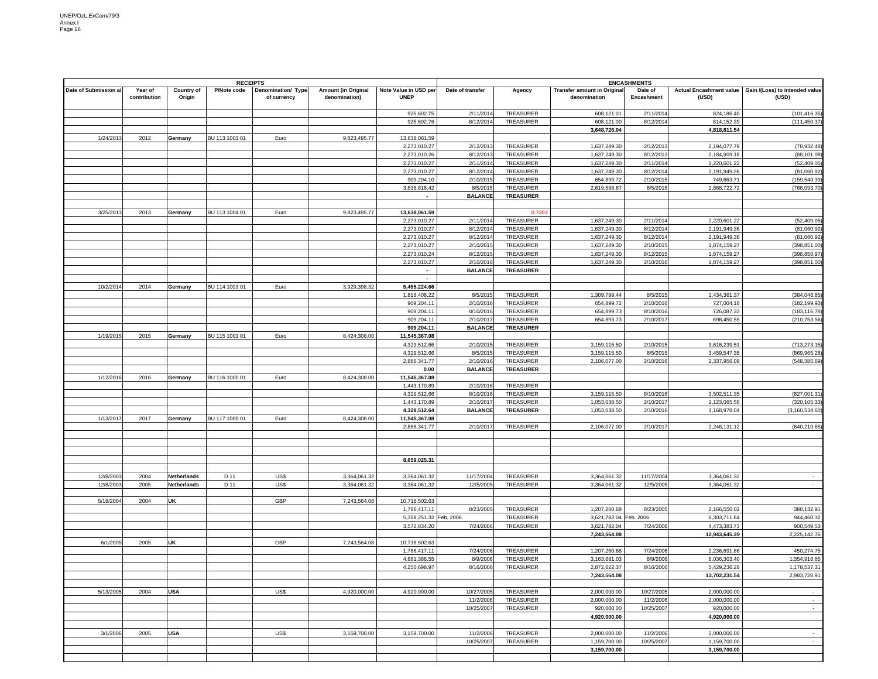| RECEIPTS | | | | | | | | | ENCASHMENTS | | | |
|---|---|---|---|---|---|---|---|---|---|---|---|---|
| Date of Submission a/ | Year of contribution | Country of Origin | P/Note code | Denomination/ Type of currency | Amount (in Original denomination) | Note Value in USD per UNEP | Date of transfer | Agency | Transfer amount in Original denomination | Date of Encashment | Actual Encashment value (USD) | Gain /(Loss) to intended value (USD) |
| | | | | | | 925,602.75 | 2/11/2014 | TREASURER | 608,121.01 | 2/11/2014 | 824,186.40 | (101,416.35) |
| | | | | | | 925,602.76 | 8/12/2014 | TREASURER | 608,121.00 | 8/12/2014 | 814,152.39 | (111,450.37) |
| | | | | | | | | | **3,648,726.04** | | **4,818,811.54** | |
| 1/24/2013 | 2012 | **Germany** | BU 113 1001 01 | Euro | 9,823,495.77 | 13,638,061.59 | | | | | | |
| | | | | | | 2,273,010.27 | 2/12/2013 | TREASURER | 1,637,249.30 | 2/12/2013 | 2,194,077.79 | (78,932.48) |
| | | | | | | 2,273,010.26 | 8/12/2013 | TREASURER | 1,637,249.30 | 8/12/2013 | 2,184,909.18 | (88,101.08) |
| | | | | | | 2,273,010.27 | 2/11/2014 | TREASURER | 1,637,249.30 | 2/11/2014 | 2,220,601.22 | (52,409.05) |
| | | | | | | 2,273,010.27 | 8/12/2014 | TREASURER | 1,637,249.30 | 8/12/2014 | 2,191,949.36 | (81,060.92) |
| | | | | | | 909,204.10 | 2/10/2015 | TREASURER | 654,899.72 | 2/10/2015 | 749,663.71 | (159,540.39) |
| | | | | | | 3,636,816.42 | 8/5/2015 | TREASURER | 2,619,598.87 | 8/5/2015 | 2,868,722.72 | (768,093.70) |
| | | | | | | - | **BALANCE** | **TREASURER** | | | | |
| 3/25/2013 | 2013 | **Germany** | BU 113 1004 01 | Euro | 9,823,495.77 | **13,638,061.59** | | 0.7203 | | | | |
| | | | | | | 2,273,010.27 | 2/11/2014 | TREASURER | 1,637,249.30 | 2/11/2014 | 2,220,601.22 | (52,409.05) |
| | | | | | | 2,273,010.27 | 8/12/2014 | TREASURER | 1,637,249.30 | 8/12/2014 | 2,191,949.36 | (81,060.92) |
| | | | | | | 2,273,010.27 | 8/12/2014 | TREASURER | 1,637,249.30 | 8/12/2014 | 2,191,949.36 | (81,060.92) |
| | | | | | | 2,273,010.27 | 2/10/2015 | TREASURER | 1,637,249.30 | 2/10/2015 | 1,874,159.27 | (398,851.00) |
| | | | | | | 2,273,010.24 | 8/12/2015 | TREASURER | 1,637,249.30 | 8/12/2015 | 1,874,159.27 | (398,850.97) |
| | | | | | | 2,273,010.27 | 2/10/2016 | TREASURER | 1,637,249.30 | 2/10/2016 | 1,874,159.27 | (398,851.00) |
| | | | | | | - | **BALANCE** | **TREASURER** | | | | |
| | | | | | | - | | | | | | |
| 10/2/2014 | 2014 | **Germany** | BU 114 1003 01 | Euro | 3,929,398.32 | **5,455,224.66** | | | | | | |
| | | | | | | 1,818,408.22 | 8/5/2015 | TREASURER | 1,309,799.44 | 8/5/2015 | 1,434,361.37 | (384,046.85) |
| | | | | | | 909,204.11 | 2/10/2016 | TREASURER | 654,899.72 | 2/10/2016 | 727,004.18 | (182,199.93) |
| | | | | | | 909,204.11 | 8/10/2016 | TREASURER | 654,899.73 | 8/10/2016 | 726,087.33 | (183,116.78) |
| | | | | | | 909,204.11 | 2/10/2017 | TREASURER | 654,893.73 | 2/10/2017 | 698,450.55 | (210,753.56) |
| | | | | | | **909,204.11** | **BALANCE** | **TREASURER** | | | | |
| 1/19/2015 | 2015 | **Germany** | BU 115 1001 01 | Euro | 8,424,308.00 | **11,545,367.08** | | | | | | |
| | | | | | | 4,329,512.66 | 2/10/2015 | TREASURER | 3,159,115.50 | 2/10/2015 | 3,616,239.51 | (713,273.15) |
| | | | | | | 4,329,512.66 | 8/5/2015 | TREASURER | 3,159,115.50 | 8/5/2015 | 3,459,547.38 | (869,965.28) |
| | | | | | | 2,886,341.77 | 2/10/2016 | TREASURER | 2,106,077.00 | 2/10/2016 | 2,337,956.08 | (548,385.69) |
| | | | | | | **0.00** | **BALANCE** | **TREASURER** | | | | |
| 1/12/2016 | 2016 | **Germany** | BU 116 1000 01 | Euro | 8,424,308.00 | **11,545,367.08** | | | | | | |
| | | | | | | 1,443,170.89 | 2/10/2016 | TREASURER | | | | |
| | | | | | | 4,329,512.66 | 8/10/2016 | TREASURER | 3,159,115.50 | 8/10/2016 | 3,502,511.35 | (827,001.31) |
| | | | | | | 1,443,170.89 | 2/10/2017 | TREASURER | 1,053,038.50 | 2/10/2017 | 1,123,065.56 | (320,105.33) |
| | | | | | | **4,329,512.64** | **BALANCE** | **TREASURER** | 1,053,038.50 | 2/10/2016 | 1,168,978.04 | (3,160,534.60) |
| 1/13/2017 | 2017 | **Germany** | BU 117 1000 01 | Euro | 8,424,308.00 | **11,545,367.08** | | | | | | |
| | | | | | | 2,886,341.77 | 2/10/2017 | TREASURER | 2,106,077.00 | 2/10/2017 | 2,246,131.12 | (640,210.65) |
| | | | | | | **8,659,025.31** | | | | | | |
| 12/8/2003 | 2004 | **Netherlands** | D 11 | US$ | 3,364,061.32 | 3,364,061.32 | 11/17/2004 | TREASURER | 3,364,061.32 | 11/17/2004 | 3,364,061.32 | - |
| 12/8/2003 | 2005 | **Netherlands** | D 11 | US$ | 3,364,061.32 | 3,364,061.32 | 12/5/2005 | TREASURER | 3,364,061.32 | 12/5/2005 | 3,364,061.32 | - |
| 5/18/2004 | 2004 | **UK** | | GBP | 7,243,564.08 | 10,718,502.63 | | | | | | |
| | | | | | | 1,786,417.11 | 8/23/2005 | TREASURER | 1,207,260.68 | 8/23/2005 | 2,166,550.02 | 380,132.91 |
| | | | | | | 5,359,251.32 | Feb. 2006 | TREASURER | 3,621,782.04 | Feb. 2006 | 6,303,711.64 | 944,460.32 |
| | | | | | | 3,572,834.20 | 7/24/2006 | TREASURER | 3,621,782.04 | 7/24/2006 | 4,473,383.73 | 900,549.53 |
| | | | | | | | | | **7,243,564.08** | | **12,943,645.39** | 2,225,142.76 |
| 6/1/2005 | 2005 | **UK** | | GBP | 7,243,564.08 | 10,718,502.63 | | | | | | |
| | | | | | | 1,786,417.11 | 7/24/2006 | TREASURER | 1,207,260.68 | 7/24/2006 | 2,236,691.86 | 450,274.75 |
| | | | | | | 4,681,386.55 | 8/9/2006 | TREASURER | 3,163,681.03 | 8/9/2006 | 6,036,303.40 | 1,354,916.85 |
| | | | | | | 4,250,698.97 | 8/16/2006 | TREASURER | 2,872,622.37 | 8/16/2006 | 5,429,236.28 | 1,178,537.31 |
| | | | | | | | | | **7,243,564.08** | | **13,702,231.54** | 2,983,728.91 |
| 5/13/2005 | 2004 | **USA** | | US$ | 4,920,000.00 | 4,920,000.00 | 10/27/2005 | TREASURER | 2,000,000.00 | 10/27/2005 | 2,000,000.00 | - |
| | | | | | | | 11/2/2006 | TREASURER | 2,000,000.00 | 11/2/2006 | 2,000,000.00 | - |
| | | | | | | | 10/25/2007 | TREASURER | 920,000.00 | 10/25/2007 | 920,000.00 | - |
| | | | | | | | | | **4,920,000.00** | | **4,920,000.00** | |
| 3/1/2006 | 2005 | **USA** | | US$ | 3,159,700.00 | 3,159,700.00 | 11/2/2006 | TREASURER | 2,000,000.00 | 11/2/2006 | 2,000,000.00 | - |
| | | | | | | | 10/25/2007 | TREASURER | 1,159,700.00 | 10/25/2007 | 1,159,700.00 | - |
| | | | | | | | | | **3,159,700.00** | | **3,159,700.00** | |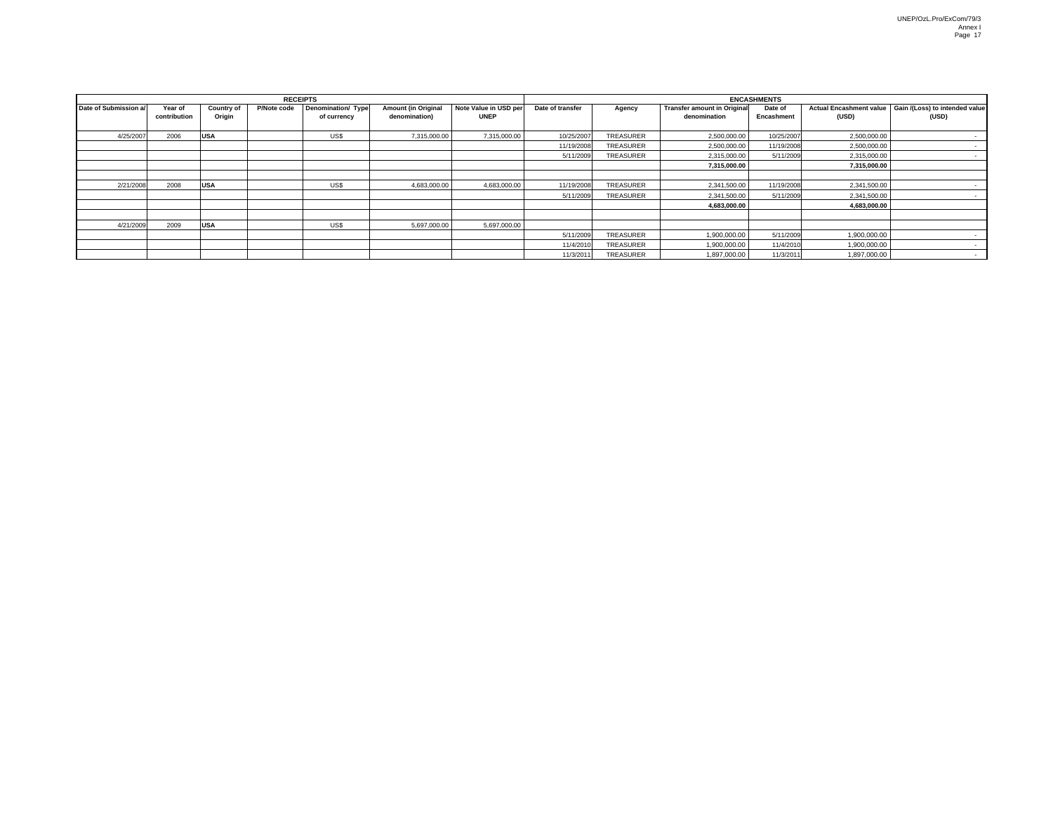| RECEIPTS | | | | | | | ENCASHMENTS | | | | | | |
|---|---|---|---|---|---|---|---|---|---|---|---|---|---|
| Date of Submission a/ | Year of contribution | Country of Origin | P/Note code | Denomination/ Type of currency | Amount (in Original denomination) | Note Value in USD per UNEP | Date of transfer | Agency | Transfer amount in Original denomination | Date of Encashment | Actual Encashment value (USD) | Gain /(Loss) to intended value (USD) |
| 4/25/2007 | 2006 | **USA** | | US$ | 7,315,000.00 | 7,315,000.00 | 10/25/2007 | TREASURER | 2,500,000.00 | 10/25/2007 | 2,500,000.00 | - |
| | | | | | | | 11/19/2008 | TREASURER | 2,500,000.00 | 11/19/2008 | 2,500,000.00 | - |
| | | | | | | | 5/11/2009 | TREASURER | 2,315,000.00 | 5/11/2009 | 2,315,000.00 | - |
| | | | | | | | | | **7,315,000.00** | | **7,315,000.00** | |
| | | | | | | | | | | | | |
| 2/21/2008 | 2008 | **USA** | | US$ | 4,683,000.00 | 4,683,000.00 | 11/19/2008 | TREASURER | 2,341,500.00 | 11/19/2008 | 2,341,500.00 | - |
| | | | | | | | 5/11/2009 | TREASURER | 2,341,500.00 | 5/11/2009 | 2,341,500.00 | - |
| | | | | | | | | | **4,683,000.00** | | **4,683,000.00** | |
| | | | | | | | | | | | | |
| 4/21/2009 | 2009 | **USA** | | US$ | 5,697,000.00 | 5,697,000.00 | | | | | | |
| | | | | | | | 5/11/2009 | TREASURER | 1,900,000.00 | 5/11/2009 | 1,900,000.00 | - |
| | | | | | | | 11/4/2010 | TREASURER | 1,900,000.00 | 11/4/2010 | 1,900,000.00 | - |
| | | | | | | | 11/3/2011 | TREASURER | 1,897,000.00 | 11/3/2011 | 1,897,000.00 | - |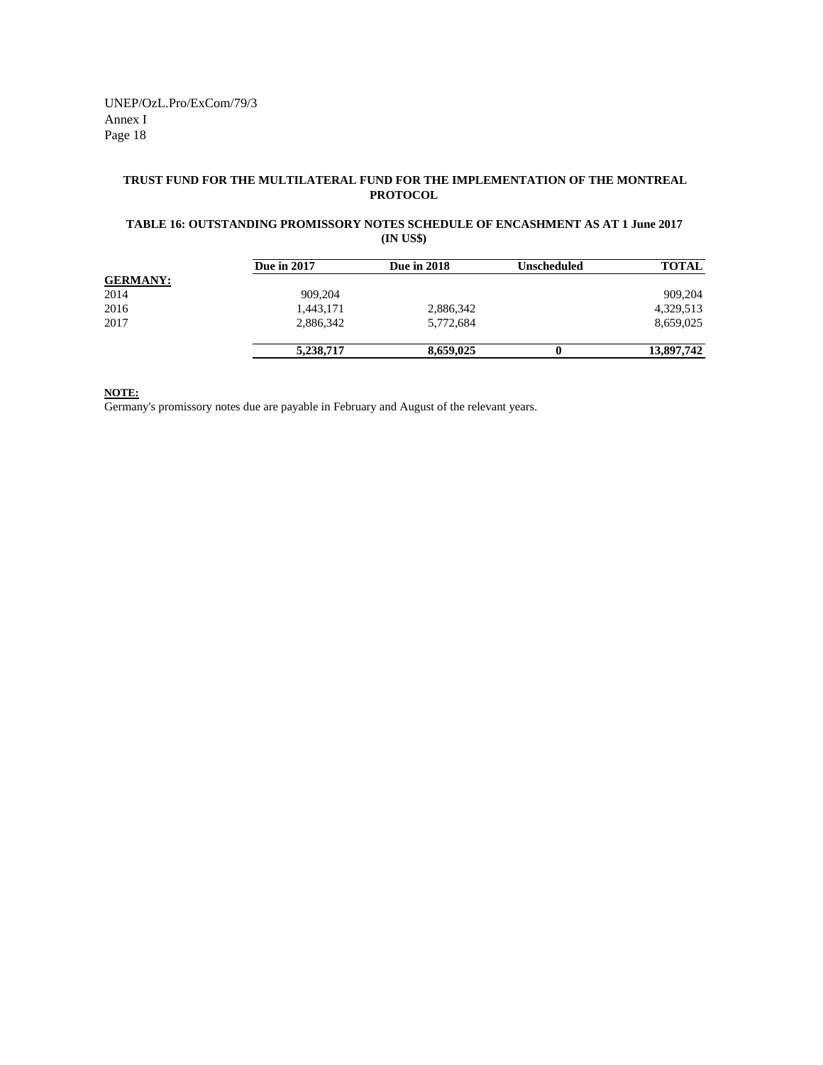**TRUST FUND FOR THE MULTILATERAL FUND FOR THE IMPLEMENTATION OF THE MONTREAL PROTOCOL**

**TABLE 16: OUTSTANDING PROMISSORY NOTES SCHEDULE OF ENCASHMENT AS AT 1 June 2017 (IN US$)**

| | Due in 2017 | Due in 2018 | Unscheduled | TOTAL |
|---|---|---|---|---|
| **GERMANY:** | | | | |
| 2014 | 909,204 | | | 909,204 |
| 2016 | 1,443,171 | 2,886,342 | | 4,329,513 |
| 2017 | 2,886,342 | 5,772,684 | | 8,659,025 |
| | **5,238,717** | **8,659,025** | **0** | **13,897,742** |

**NOTE:**
Germany's promissory notes due are payable in February and August of the relevant years.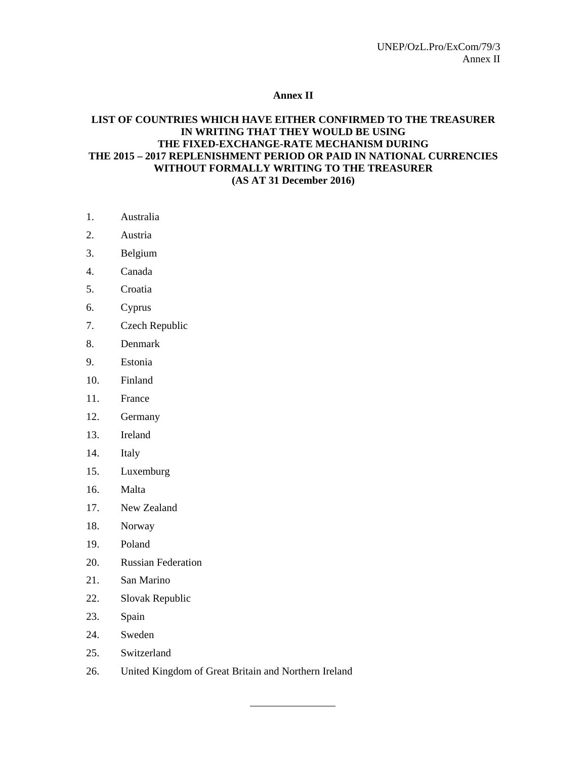# Annex II

## LIST OF COUNTRIES WHICH HAVE EITHER CONFIRMED TO THE TREASURER IN WRITING THAT THEY WOULD BE USING THE FIXED-EXCHANGE-RATE MECHANISM DURING THE 2015 – 2017 REPLENISHMENT PERIOD OR PAID IN NATIONAL CURRENCIES WITHOUT FORMALLY WRITING TO THE TREASURER (AS AT 31 December 2016)

1. Australia
2. Austria
3. Belgium
4. Canada
5. Croatia
6. Cyprus
7. Czech Republic
8. Denmark
9. Estonia
10. Finland
11. France
12. Germany
13. Ireland
14. Italy
15. Luxemburg
16. Malta
17. New Zealand
18. Norway
19. Poland
20. Russian Federation
21. San Marino
22. Slovak Republic
23. Spain
24. Sweden
25. Switzerland
26. United Kingdom of Great Britain and Northern Ireland